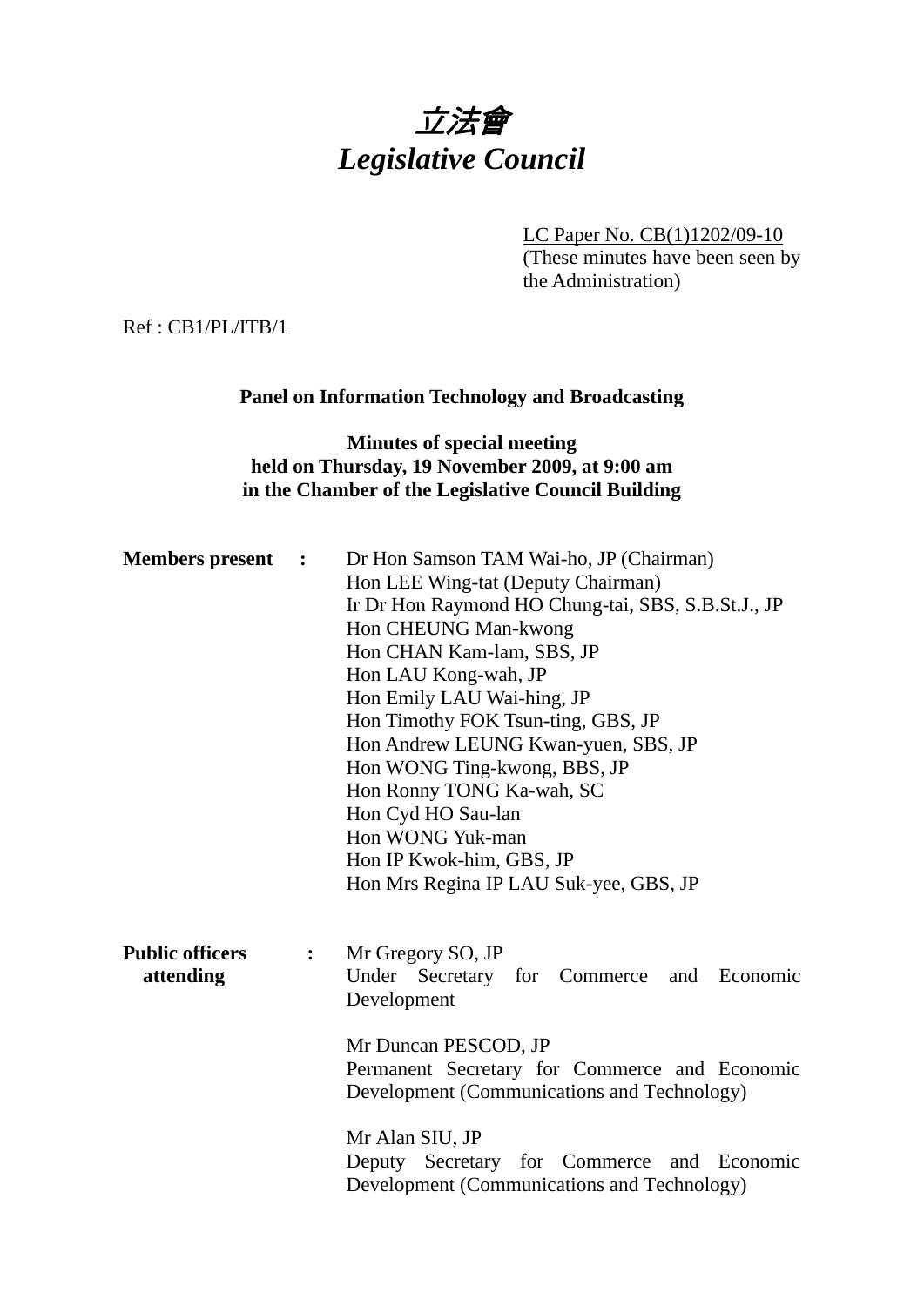# *立法會*
# *Legislative Council*

LC Paper No. CB(1)1202/09-10
(These minutes have been seen by the Administration)

Ref : CB1/PL/ITB/1

**Panel on Information Technology and Broadcasting**

**Minutes of special meeting held on Thursday, 19 November 2009, at 9:00 am in the Chamber of the Legislative Council Building**

**Members present :**

Dr Hon Samson TAM Wai-ho, JP (Chairman)
Hon LEE Wing-tat (Deputy Chairman)
Ir Dr Hon Raymond HO Chung-tai, SBS, S.B.St.J., JP
Hon CHEUNG Man-kwong
Hon CHAN Kam-lam, SBS, JP
Hon LAU Kong-wah, JP
Hon Emily LAU Wai-hing, JP
Hon Timothy FOK Tsun-ting, GBS, JP
Hon Andrew LEUNG Kwan-yuen, SBS, JP
Hon WONG Ting-kwong, BBS, JP
Hon Ronny TONG Ka-wah, SC
Hon Cyd HO Sau-lan
Hon WONG Yuk-man
Hon IP Kwok-him, GBS, JP
Hon Mrs Regina IP LAU Suk-yee, GBS, JP

**Public officers attending :**

Mr Gregory SO, JP
Under Secretary for Commerce and Economic Development

Mr Duncan PESCOD, JP
Permanent Secretary for Commerce and Economic Development (Communications and Technology)

Mr Alan SIU, JP
Deputy Secretary for Commerce and Economic Development (Communications and Technology)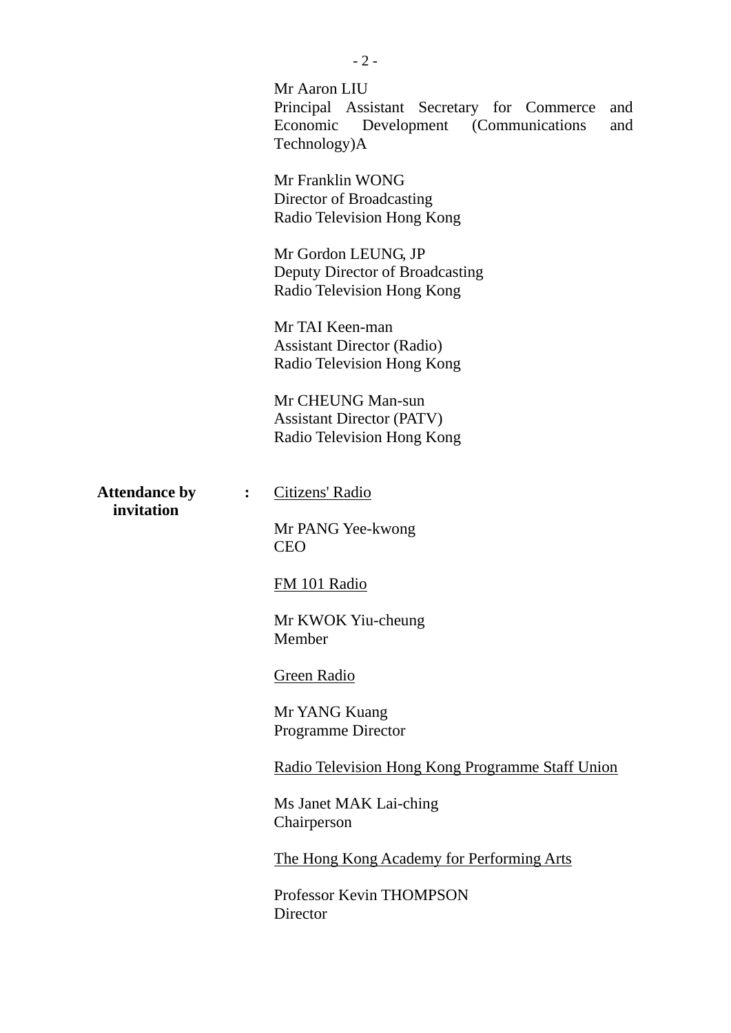Mr Aaron LIU
Principal Assistant Secretary for Commerce and Economic Development (Communications and Technology)A

Mr Franklin WONG
Director of Broadcasting
Radio Television Hong Kong

Mr Gordon LEUNG, JP
Deputy Director of Broadcasting
Radio Television Hong Kong

Mr TAI Keen-man
Assistant Director (Radio)
Radio Television Hong Kong

Mr CHEUNG Man-sun
Assistant Director (PATV)
Radio Television Hong Kong

**Attendance by invitation** :

Citizens' Radio

Mr PANG Yee-kwong
CEO

FM 101 Radio

Mr KWOK Yiu-cheung
Member

Green Radio

Mr YANG Kuang
Programme Director

Radio Television Hong Kong Programme Staff Union

Ms Janet MAK Lai-ching
Chairperson

The Hong Kong Academy for Performing Arts

Professor Kevin THOMPSON
Director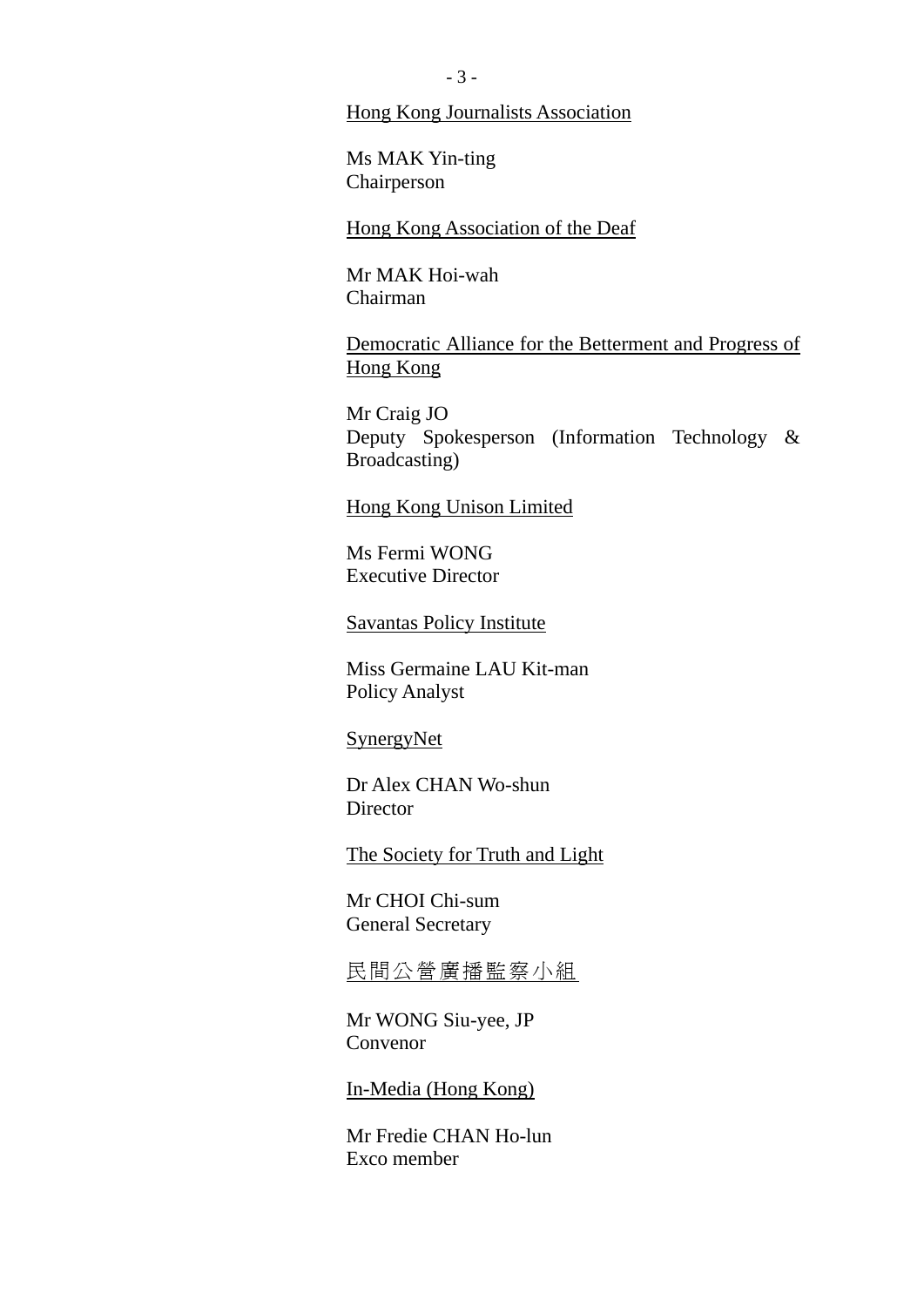<u>Hong Kong Journalists Association</u>

Ms MAK Yin-ting
Chairperson

<u>Hong Kong Association of the Deaf</u>

Mr MAK Hoi-wah
Chairman

<u>Democratic Alliance for the Betterment and Progress of Hong Kong</u>

Mr Craig JO
Deputy Spokesperson (Information Technology & Broadcasting)

<u>Hong Kong Unison Limited</u>

Ms Fermi WONG
Executive Director

<u>Savantas Policy Institute</u>

Miss Germaine LAU Kit-man
Policy Analyst

<u>SynergyNet</u>

Dr Alex CHAN Wo-shun
Director

<u>The Society for Truth and Light</u>

Mr CHOI Chi-sum
General Secretary

<u>民間公營廣播監察小組</u>

Mr WONG Siu-yee, JP
Convenor

<u>In-Media (Hong Kong)</u>

Mr Fredie CHAN Ho-lun
Exco member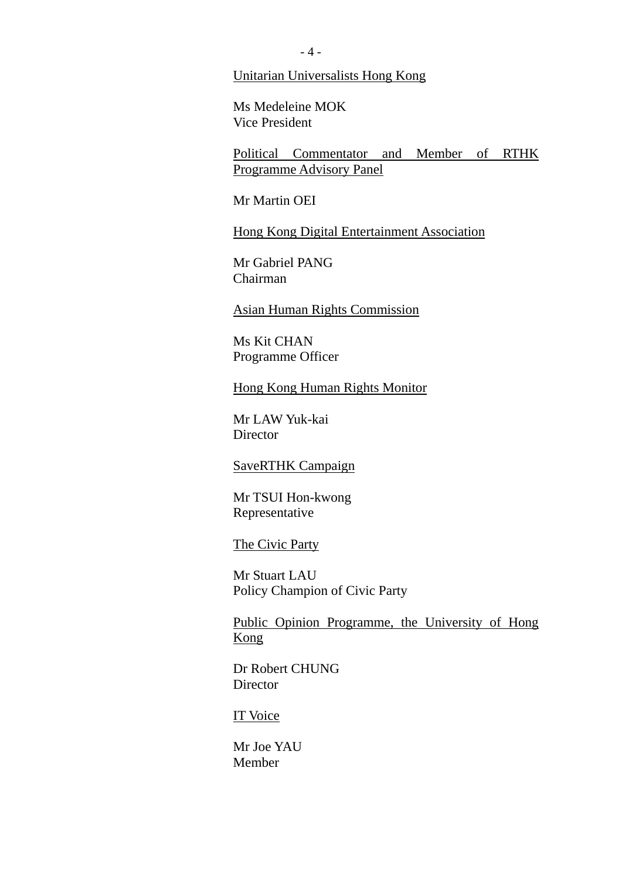<u>Unitarian Universalists Hong Kong</u>

Ms Medeleine MOK
Vice President

<u>Political Commentator and Member of RTHK Programme Advisory Panel</u>

Mr Martin OEI

<u>Hong Kong Digital Entertainment Association</u>

Mr Gabriel PANG
Chairman

<u>Asian Human Rights Commission</u>

Ms Kit CHAN
Programme Officer

<u>Hong Kong Human Rights Monitor</u>

Mr LAW Yuk-kai
Director

<u>SaveRTHK Campaign</u>

Mr TSUI Hon-kwong
Representative

<u>The Civic Party</u>

Mr Stuart LAU
Policy Champion of Civic Party

<u>Public Opinion Programme, the University of Hong Kong</u>

Dr Robert CHUNG
Director

<u>IT Voice</u>

Mr Joe YAU
Member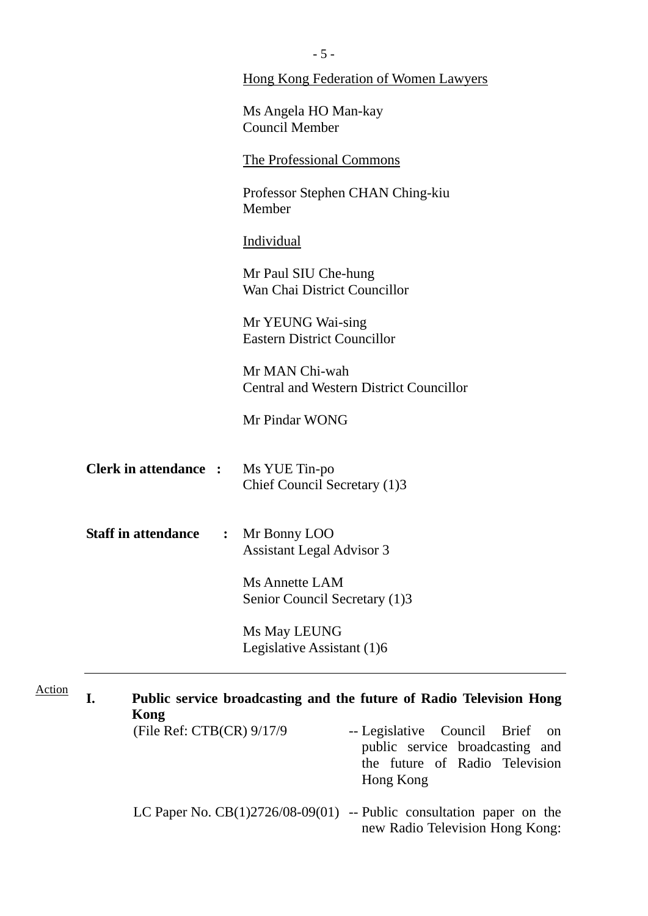Hong Kong Federation of Women Lawyers

Ms Angela HO Man-kay
Council Member

The Professional Commons

Professor Stephen CHAN Ching-kiu
Member

Individual

Mr Paul SIU Che-hung
Wan Chai District Councillor

Mr YEUNG Wai-sing
Eastern District Councillor

Mr MAN Chi-wah
Central and Western District Councillor

Mr Pindar WONG

**Clerk in attendance :** Ms YUE Tin-po
Chief Council Secretary (1)3

**Staff in attendance :** Mr Bonny LOO
Assistant Legal Advisor 3

Ms Annette LAM
Senior Council Secretary (1)3

Ms May LEUNG
Legislative Assistant (1)6

---

Action

**I. Public service broadcasting and the future of Radio Television Hong Kong**

(File Ref: CTB(CR) 9/17/9) -- Legislative Council Brief on public service broadcasting and the future of Radio Television Hong Kong

LC Paper No. CB(1)2726/08-09(01) -- Public consultation paper on the new Radio Television Hong Kong: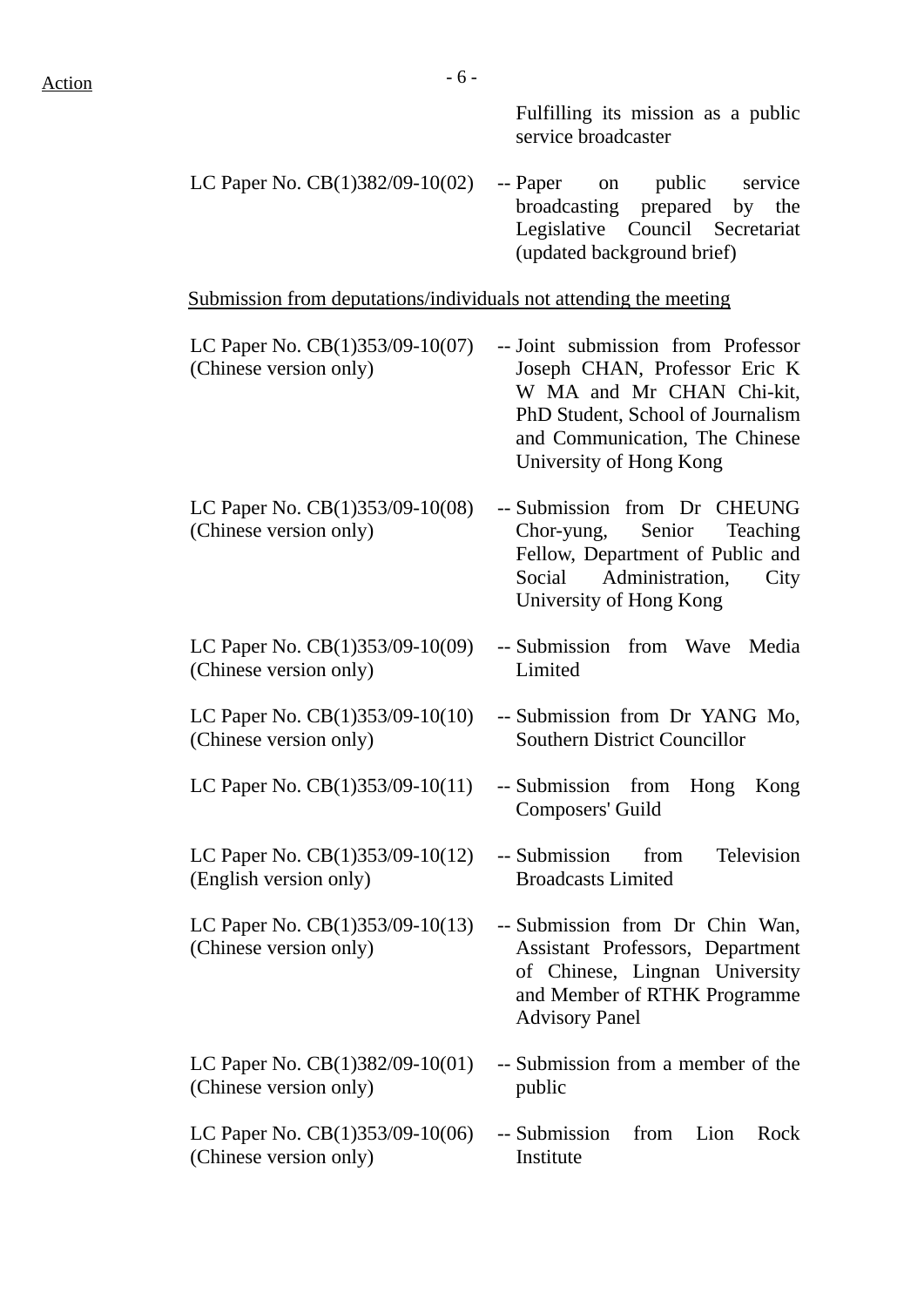Fulfilling its mission as a public service broadcaster

| | | |
|---|---|---|
| LC Paper No. CB(1)382/09-10(02) | -- | Paper on public service broadcasting prepared by the Legislative Council Secretariat (updated background brief) |

<u>Submission from deputations/individuals not attending the meeting</u>

| | | |
|---|---|---|
| LC Paper No. CB(1)353/09-10(07) (Chinese version only) | -- | Joint submission from Professor Joseph CHAN, Professor Eric K W MA and Mr CHAN Chi-kit, PhD Student, School of Journalism and Communication, The Chinese University of Hong Kong |
| LC Paper No. CB(1)353/09-10(08) (Chinese version only) | -- | Submission from Dr CHEUNG Chor-yung, Senior Teaching Fellow, Department of Public and Social Administration, City University of Hong Kong |
| LC Paper No. CB(1)353/09-10(09) (Chinese version only) | -- | Submission from Wave Media Limited |
| LC Paper No. CB(1)353/09-10(10) (Chinese version only) | -- | Submission from Dr YANG Mo, Southern District Councillor |
| LC Paper No. CB(1)353/09-10(11) | -- | Submission from Hong Kong Composers' Guild |
| LC Paper No. CB(1)353/09-10(12) (English version only) | -- | Submission from Television Broadcasts Limited |
| LC Paper No. CB(1)353/09-10(13) (Chinese version only) | -- | Submission from Dr Chin Wan, Assistant Professors, Department of Chinese, Lingnan University and Member of RTHK Programme Advisory Panel |
| LC Paper No. CB(1)382/09-10(01) (Chinese version only) | -- | Submission from a member of the public |
| LC Paper No. CB(1)353/09-10(06) (Chinese version only) | -- | Submission from Lion Rock Institute |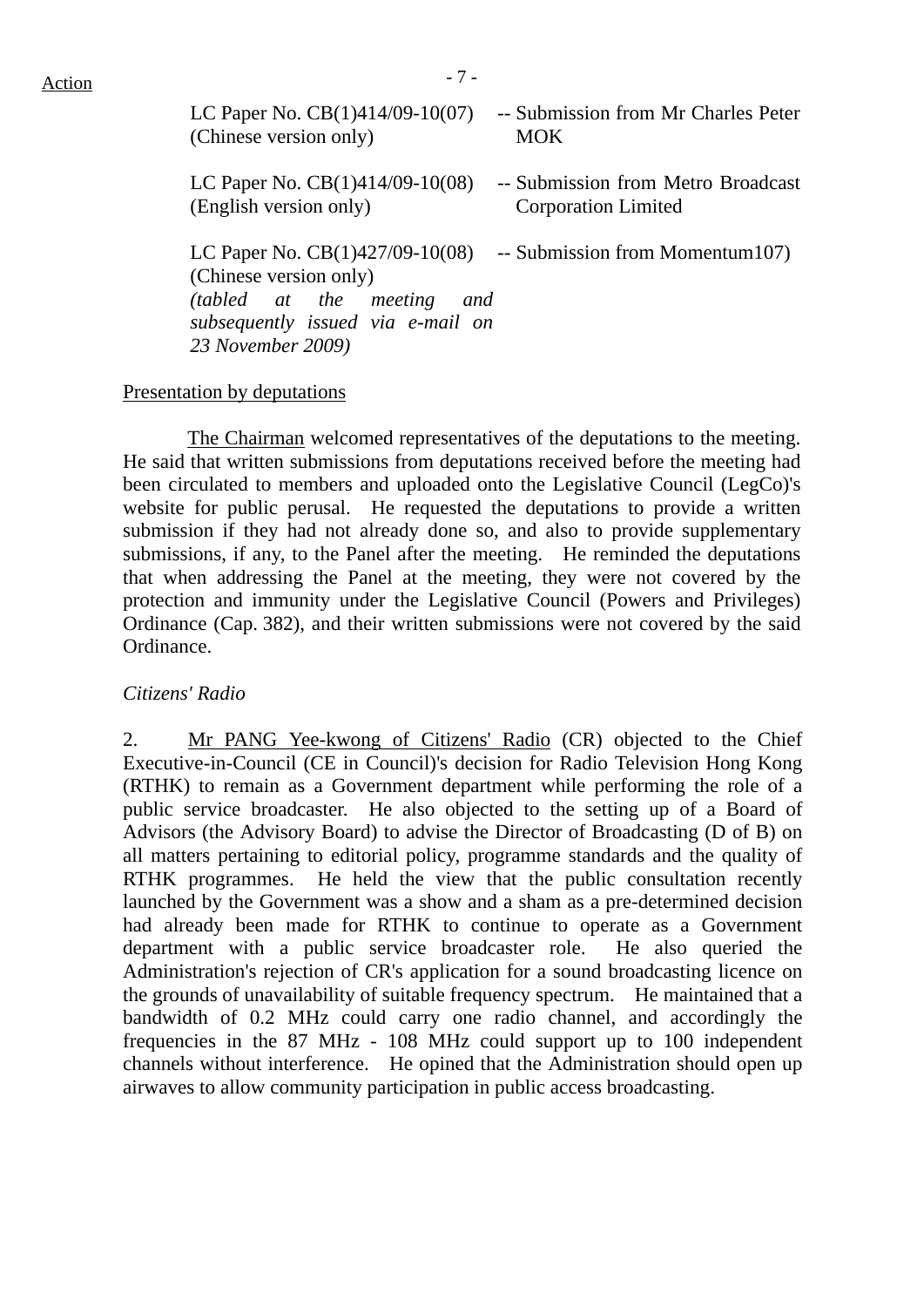| | |
|---|---|
| LC Paper No. CB(1)414/09-10(07) (Chinese version only) | -- Submission from Mr Charles Peter MOK |
| LC Paper No. CB(1)414/09-10(08) (English version only) | -- Submission from Metro Broadcast Corporation Limited |
| LC Paper No. CB(1)427/09-10(08) (Chinese version only) *(tabled at the meeting and subsequently issued via e-mail on 23 November 2009)* | -- Submission from Momentum107) |

<u>Presentation by deputations</u>

<u>The Chairman</u> welcomed representatives of the deputations to the meeting. He said that written submissions from deputations received before the meeting had been circulated to members and uploaded onto the Legislative Council (LegCo)'s website for public perusal. He requested the deputations to provide a written submission if they had not already done so, and also to provide supplementary submissions, if any, to the Panel after the meeting. He reminded the deputations that when addressing the Panel at the meeting, they were not covered by the protection and immunity under the Legislative Council (Powers and Privileges) Ordinance (Cap. 382), and their written submissions were not covered by the said Ordinance.

*Citizens' Radio*

2. <u>Mr PANG Yee-kwong of Citizens' Radio</u> (CR) objected to the Chief Executive-in-Council (CE in Council)'s decision for Radio Television Hong Kong (RTHK) to remain as a Government department while performing the role of a public service broadcaster. He also objected to the setting up of a Board of Advisors (the Advisory Board) to advise the Director of Broadcasting (D of B) on all matters pertaining to editorial policy, programme standards and the quality of RTHK programmes. He held the view that the public consultation recently launched by the Government was a show and a sham as a pre-determined decision had already been made for RTHK to continue to operate as a Government department with a public service broadcaster role. He also queried the Administration's rejection of CR's application for a sound broadcasting licence on the grounds of unavailability of suitable frequency spectrum. He maintained that a bandwidth of 0.2 MHz could carry one radio channel, and accordingly the frequencies in the 87 MHz - 108 MHz could support up to 100 independent channels without interference. He opined that the Administration should open up airwaves to allow community participation in public access broadcasting.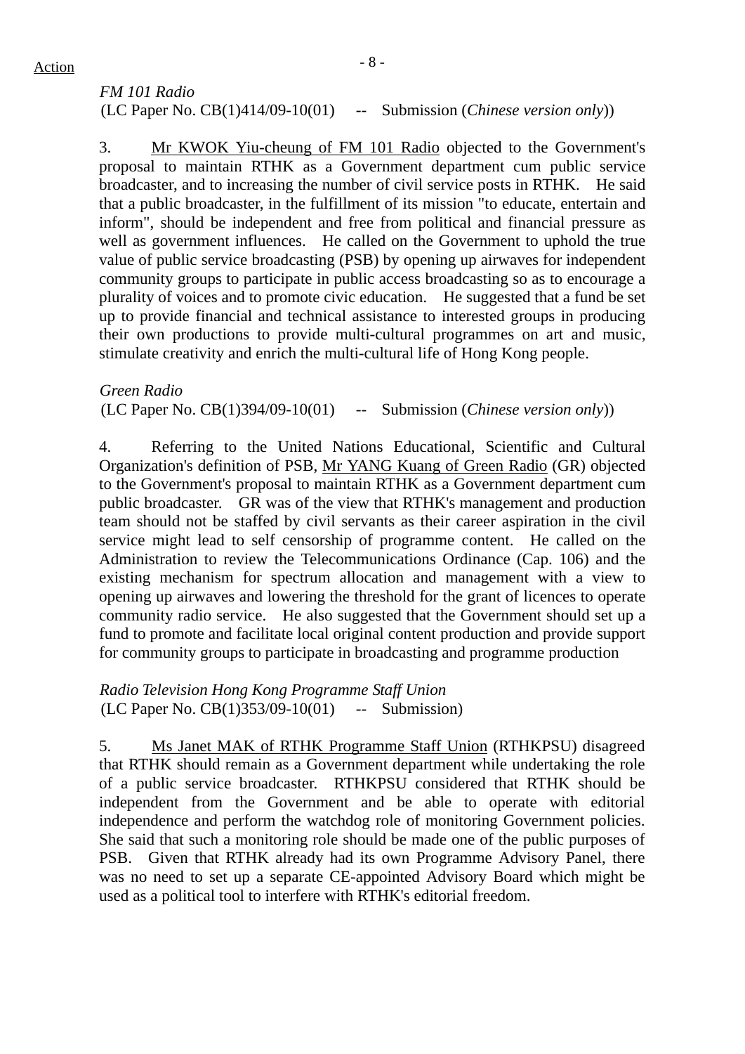*FM 101 Radio*
(LC Paper No. CB(1)414/09-10(01) -- Submission (*Chinese version only*))

3. Mr KWOK Yiu-cheung of FM 101 Radio objected to the Government's proposal to maintain RTHK as a Government department cum public service broadcaster, and to increasing the number of civil service posts in RTHK. He said that a public broadcaster, in the fulfillment of its mission "to educate, entertain and inform", should be independent and free from political and financial pressure as well as government influences. He called on the Government to uphold the true value of public service broadcasting (PSB) by opening up airwaves for independent community groups to participate in public access broadcasting so as to encourage a plurality of voices and to promote civic education. He suggested that a fund be set up to provide financial and technical assistance to interested groups in producing their own productions to provide multi-cultural programmes on art and music, stimulate creativity and enrich the multi-cultural life of Hong Kong people.

*Green Radio*
(LC Paper No. CB(1)394/09-10(01) -- Submission (*Chinese version only*))

4. Referring to the United Nations Educational, Scientific and Cultural Organization's definition of PSB, Mr YANG Kuang of Green Radio (GR) objected to the Government's proposal to maintain RTHK as a Government department cum public broadcaster. GR was of the view that RTHK's management and production team should not be staffed by civil servants as their career aspiration in the civil service might lead to self censorship of programme content. He called on the Administration to review the Telecommunications Ordinance (Cap. 106) and the existing mechanism for spectrum allocation and management with a view to opening up airwaves and lowering the threshold for the grant of licences to operate community radio service. He also suggested that the Government should set up a fund to promote and facilitate local original content production and provide support for community groups to participate in broadcasting and programme production

*Radio Television Hong Kong Programme Staff Union*
(LC Paper No. CB(1)353/09-10(01) -- Submission)

5. Ms Janet MAK of RTHK Programme Staff Union (RTHKPSU) disagreed that RTHK should remain as a Government department while undertaking the role of a public service broadcaster. RTHKPSU considered that RTHK should be independent from the Government and be able to operate with editorial independence and perform the watchdog role of monitoring Government policies. She said that such a monitoring role should be made one of the public purposes of PSB. Given that RTHK already had its own Programme Advisory Panel, there was no need to set up a separate CE-appointed Advisory Board which might be used as a political tool to interfere with RTHK's editorial freedom.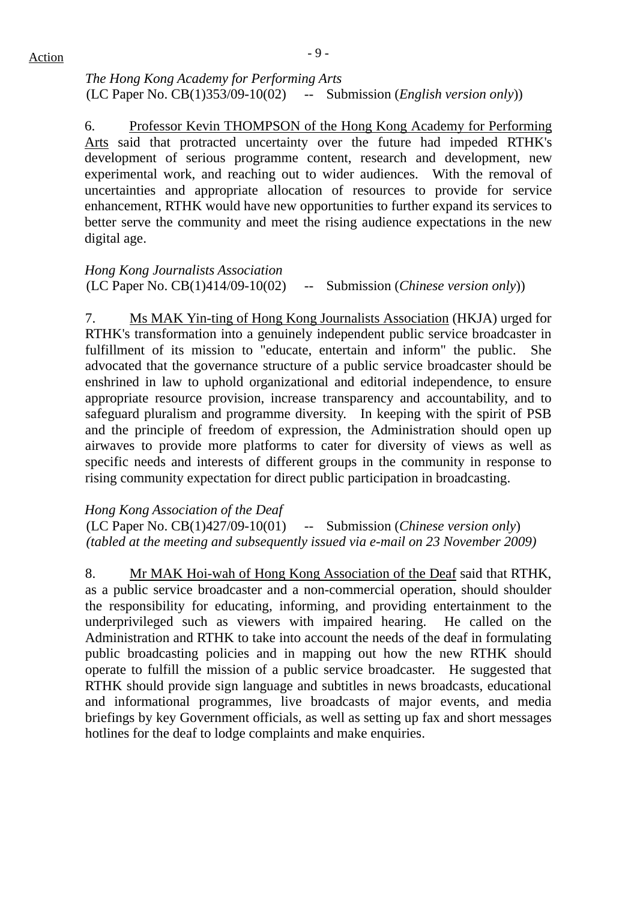*The Hong Kong Academy for Performing Arts*
(LC Paper No. CB(1)353/09-10(02) -- Submission (*English version only*))

6. Professor Kevin THOMPSON of the Hong Kong Academy for Performing Arts said that protracted uncertainty over the future had impeded RTHK's development of serious programme content, research and development, new experimental work, and reaching out to wider audiences. With the removal of uncertainties and appropriate allocation of resources to provide for service enhancement, RTHK would have new opportunities to further expand its services to better serve the community and meet the rising audience expectations in the new digital age.

*Hong Kong Journalists Association*
(LC Paper No. CB(1)414/09-10(02) -- Submission (*Chinese version only*))

7. Ms MAK Yin-ting of Hong Kong Journalists Association (HKJA) urged for RTHK's transformation into a genuinely independent public service broadcaster in fulfillment of its mission to "educate, entertain and inform" the public. She advocated that the governance structure of a public service broadcaster should be enshrined in law to uphold organizational and editorial independence, to ensure appropriate resource provision, increase transparency and accountability, and to safeguard pluralism and programme diversity. In keeping with the spirit of PSB and the principle of freedom of expression, the Administration should open up airwaves to provide more platforms to cater for diversity of views as well as specific needs and interests of different groups in the community in response to rising community expectation for direct public participation in broadcasting.

*Hong Kong Association of the Deaf*
(LC Paper No. CB(1)427/09-10(01) -- Submission (*Chinese version only*)
*(tabled at the meeting and subsequently issued via e-mail on 23 November 2009)*

8. Mr MAK Hoi-wah of Hong Kong Association of the Deaf said that RTHK, as a public service broadcaster and a non-commercial operation, should shoulder the responsibility for educating, informing, and providing entertainment to the underprivileged such as viewers with impaired hearing. He called on the Administration and RTHK to take into account the needs of the deaf in formulating public broadcasting policies and in mapping out how the new RTHK should operate to fulfill the mission of a public service broadcaster. He suggested that RTHK should provide sign language and subtitles in news broadcasts, educational and informational programmes, live broadcasts of major events, and media briefings by key Government officials, as well as setting up fax and short messages hotlines for the deaf to lodge complaints and make enquiries.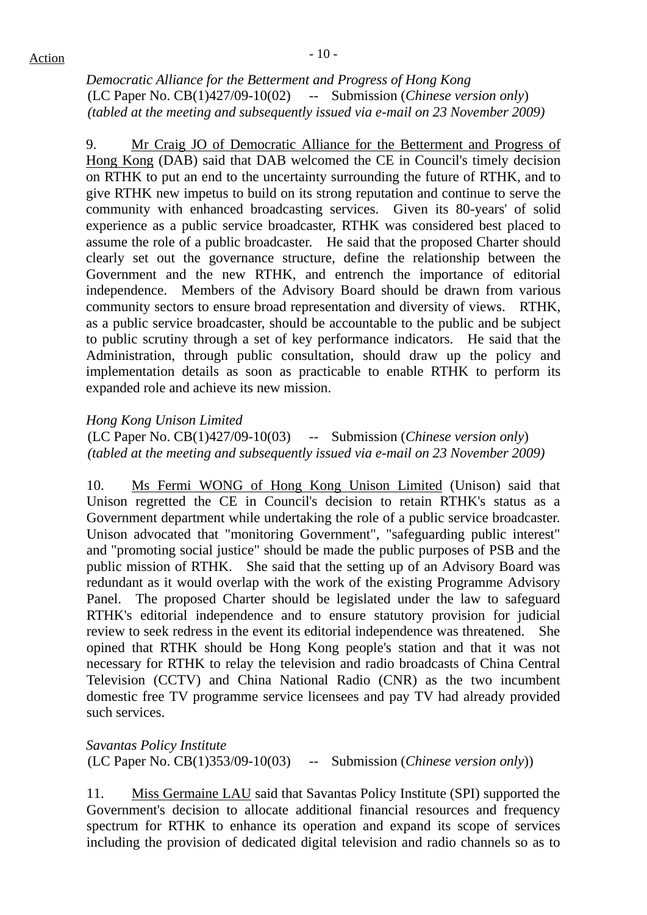Action

*Democratic Alliance for the Betterment and Progress of Hong Kong*
(LC Paper No. CB(1)427/09-10(02) -- Submission (*Chinese version only*)
*(tabled at the meeting and subsequently issued via e-mail on 23 November 2009)*

9. Mr Craig JO of Democratic Alliance for the Betterment and Progress of Hong Kong (DAB) said that DAB welcomed the CE in Council's timely decision on RTHK to put an end to the uncertainty surrounding the future of RTHK, and to give RTHK new impetus to build on its strong reputation and continue to serve the community with enhanced broadcasting services. Given its 80-years' of solid experience as a public service broadcaster, RTHK was considered best placed to assume the role of a public broadcaster. He said that the proposed Charter should clearly set out the governance structure, define the relationship between the Government and the new RTHK, and entrench the importance of editorial independence. Members of the Advisory Board should be drawn from various community sectors to ensure broad representation and diversity of views. RTHK, as a public service broadcaster, should be accountable to the public and be subject to public scrutiny through a set of key performance indicators. He said that the Administration, through public consultation, should draw up the policy and implementation details as soon as practicable to enable RTHK to perform its expanded role and achieve its new mission.

*Hong Kong Unison Limited*
(LC Paper No. CB(1)427/09-10(03) -- Submission (*Chinese version only*)
*(tabled at the meeting and subsequently issued via e-mail on 23 November 2009)*

10. Ms Fermi WONG of Hong Kong Unison Limited (Unison) said that Unison regretted the CE in Council's decision to retain RTHK's status as a Government department while undertaking the role of a public service broadcaster. Unison advocated that "monitoring Government", "safeguarding public interest" and "promoting social justice" should be made the public purposes of PSB and the public mission of RTHK. She said that the setting up of an Advisory Board was redundant as it would overlap with the work of the existing Programme Advisory Panel. The proposed Charter should be legislated under the law to safeguard RTHK's editorial independence and to ensure statutory provision for judicial review to seek redress in the event its editorial independence was threatened. She opined that RTHK should be Hong Kong people's station and that it was not necessary for RTHK to relay the television and radio broadcasts of China Central Television (CCTV) and China National Radio (CNR) as the two incumbent domestic free TV programme service licensees and pay TV had already provided such services.

*Savantas Policy Institute*
(LC Paper No. CB(1)353/09-10(03) -- Submission (*Chinese version only*))

11. Miss Germaine LAU said that Savantas Policy Institute (SPI) supported the Government's decision to allocate additional financial resources and frequency spectrum for RTHK to enhance its operation and expand its scope of services including the provision of dedicated digital television and radio channels so as to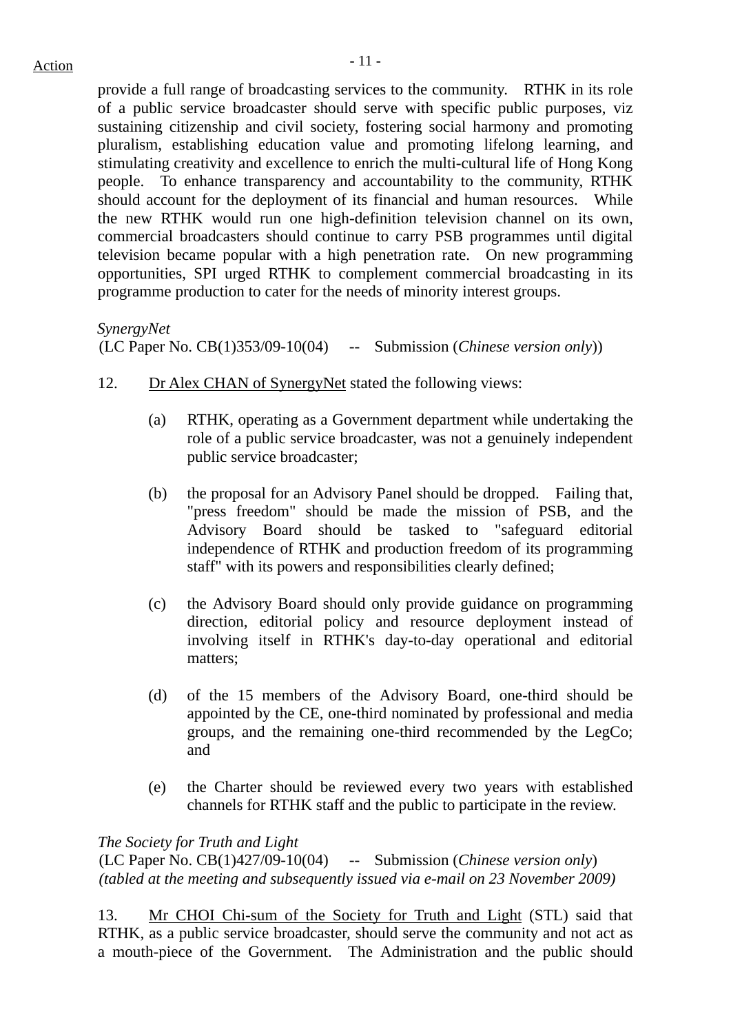provide a full range of broadcasting services to the community. RTHK in its role of a public service broadcaster should serve with specific public purposes, viz sustaining citizenship and civil society, fostering social harmony and promoting pluralism, establishing education value and promoting lifelong learning, and stimulating creativity and excellence to enrich the multi-cultural life of Hong Kong people. To enhance transparency and accountability to the community, RTHK should account for the deployment of its financial and human resources. While the new RTHK would run one high-definition television channel on its own, commercial broadcasters should continue to carry PSB programmes until digital television became popular with a high penetration rate. On new programming opportunities, SPI urged RTHK to complement commercial broadcasting in its programme production to cater for the needs of minority interest groups.

*SynergyNet*
(LC Paper No. CB(1)353/09-10(04) -- Submission (*Chinese version only*))

12. Dr Alex CHAN of SynergyNet stated the following views:

(a) RTHK, operating as a Government department while undertaking the role of a public service broadcaster, was not a genuinely independent public service broadcaster;

(b) the proposal for an Advisory Panel should be dropped. Failing that, "press freedom" should be made the mission of PSB, and the Advisory Board should be tasked to "safeguard editorial independence of RTHK and production freedom of its programming staff" with its powers and responsibilities clearly defined;

(c) the Advisory Board should only provide guidance on programming direction, editorial policy and resource deployment instead of involving itself in RTHK's day-to-day operational and editorial matters;

(d) of the 15 members of the Advisory Board, one-third should be appointed by the CE, one-third nominated by professional and media groups, and the remaining one-third recommended by the LegCo; and

(e) the Charter should be reviewed every two years with established channels for RTHK staff and the public to participate in the review.

*The Society for Truth and Light*
(LC Paper No. CB(1)427/09-10(04) -- Submission (*Chinese version only*)
*(tabled at the meeting and subsequently issued via e-mail on 23 November 2009)*

13. Mr CHOI Chi-sum of the Society for Truth and Light (STL) said that RTHK, as a public service broadcaster, should serve the community and not act as a mouth-piece of the Government. The Administration and the public should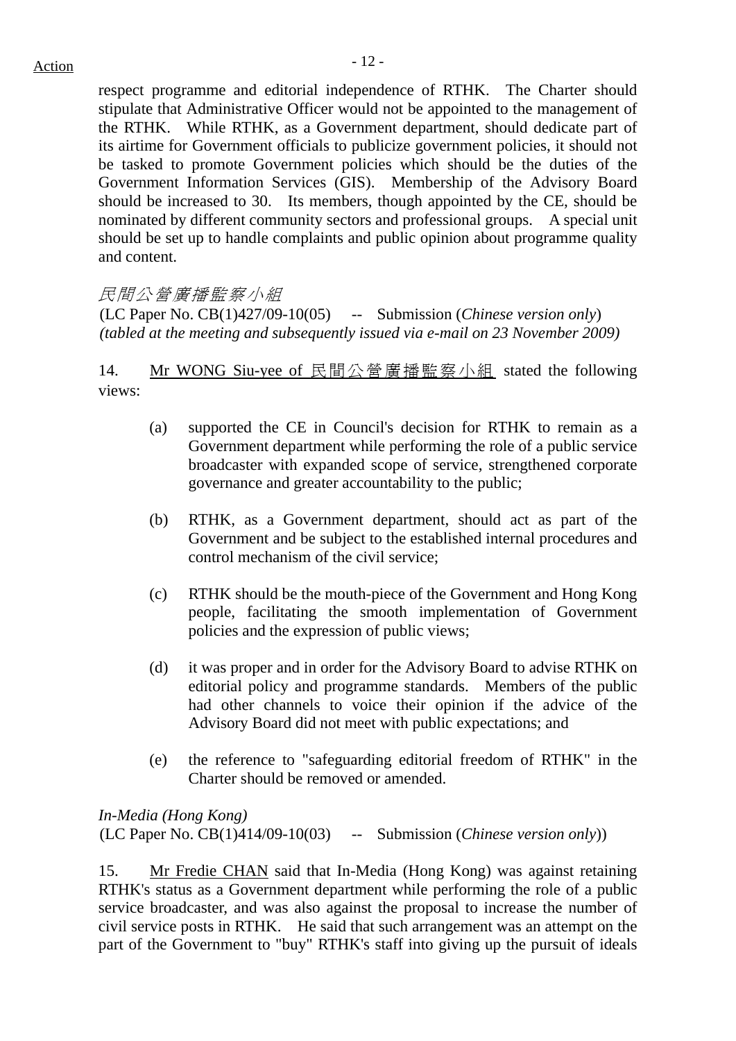respect programme and editorial independence of RTHK. The Charter should stipulate that Administrative Officer would not be appointed to the management of the RTHK. While RTHK, as a Government department, should dedicate part of its airtime for Government officials to publicize government policies, it should not be tasked to promote Government policies which should be the duties of the Government Information Services (GIS). Membership of the Advisory Board should be increased to 30. Its members, though appointed by the CE, should be nominated by different community sectors and professional groups. A special unit should be set up to handle complaints and public opinion about programme quality and content.

*民間公營廣播監察小組*

(LC Paper No. CB(1)427/09-10(05) -- Submission (*Chinese version only*)
*(tabled at the meeting and subsequently issued via e-mail on 23 November 2009)*

14. Mr WONG Siu-yee of 民間公營廣播監察小組 stated the following views:

(a) supported the CE in Council's decision for RTHK to remain as a Government department while performing the role of a public service broadcaster with expanded scope of service, strengthened corporate governance and greater accountability to the public;

(b) RTHK, as a Government department, should act as part of the Government and be subject to the established internal procedures and control mechanism of the civil service;

(c) RTHK should be the mouth-piece of the Government and Hong Kong people, facilitating the smooth implementation of Government policies and the expression of public views;

(d) it was proper and in order for the Advisory Board to advise RTHK on editorial policy and programme standards. Members of the public had other channels to voice their opinion if the advice of the Advisory Board did not meet with public expectations; and

(e) the reference to "safeguarding editorial freedom of RTHK" in the Charter should be removed or amended.

*In-Media (Hong Kong)*

(LC Paper No. CB(1)414/09-10(03) -- Submission (*Chinese version only*))

15. Mr Fredie CHAN said that In-Media (Hong Kong) was against retaining RTHK's status as a Government department while performing the role of a public service broadcaster, and was also against the proposal to increase the number of civil service posts in RTHK. He said that such arrangement was an attempt on the part of the Government to "buy" RTHK's staff into giving up the pursuit of ideals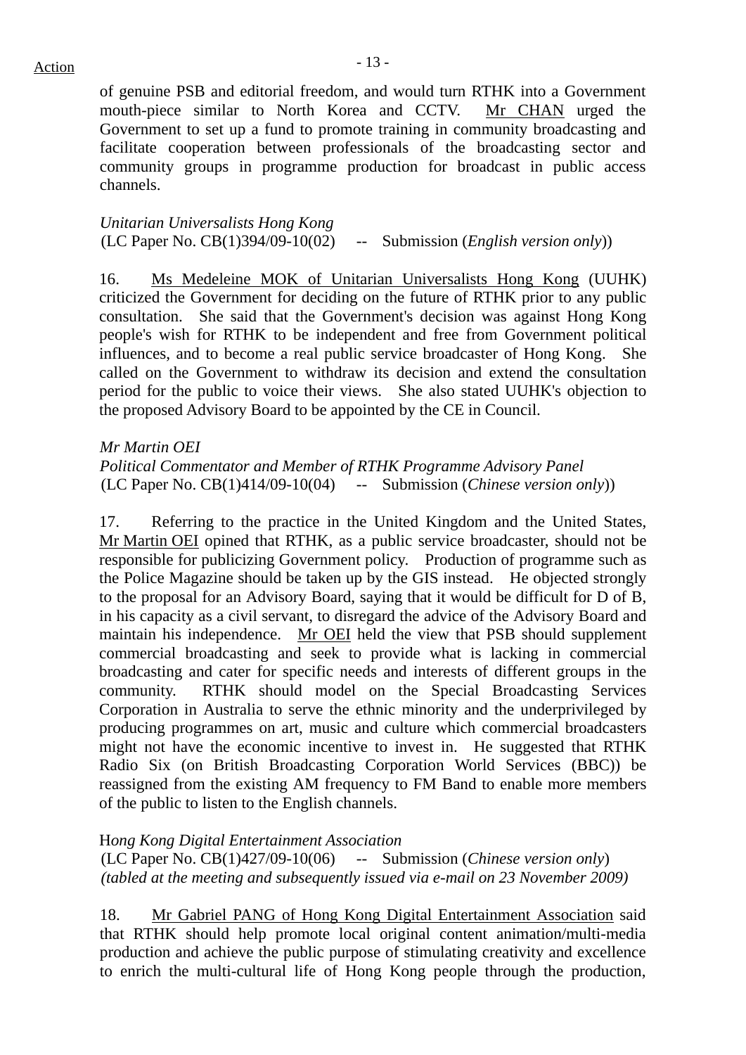of genuine PSB and editorial freedom, and would turn RTHK into a Government mouth-piece similar to North Korea and CCTV. Mr CHAN urged the Government to set up a fund to promote training in community broadcasting and facilitate cooperation between professionals of the broadcasting sector and community groups in programme production for broadcast in public access channels.

*Unitarian Universalists Hong Kong*
(LC Paper No. CB(1)394/09-10(02) -- Submission (*English version only*))

16. Ms Medeleine MOK of Unitarian Universalists Hong Kong (UUHK) criticized the Government for deciding on the future of RTHK prior to any public consultation. She said that the Government's decision was against Hong Kong people's wish for RTHK to be independent and free from Government political influences, and to become a real public service broadcaster of Hong Kong. She called on the Government to withdraw its decision and extend the consultation period for the public to voice their views. She also stated UUHK's objection to the proposed Advisory Board to be appointed by the CE in Council.

*Mr Martin OEI*
*Political Commentator and Member of RTHK Programme Advisory Panel*
(LC Paper No. CB(1)414/09-10(04) -- Submission (*Chinese version only*))

17. Referring to the practice in the United Kingdom and the United States, Mr Martin OEI opined that RTHK, as a public service broadcaster, should not be responsible for publicizing Government policy. Production of programme such as the Police Magazine should be taken up by the GIS instead. He objected strongly to the proposal for an Advisory Board, saying that it would be difficult for D of B, in his capacity as a civil servant, to disregard the advice of the Advisory Board and maintain his independence. Mr OEI held the view that PSB should supplement commercial broadcasting and seek to provide what is lacking in commercial broadcasting and cater for specific needs and interests of different groups in the community. RTHK should model on the Special Broadcasting Services Corporation in Australia to serve the ethnic minority and the underprivileged by producing programmes on art, music and culture which commercial broadcasters might not have the economic incentive to invest in. He suggested that RTHK Radio Six (on British Broadcasting Corporation World Services (BBC)) be reassigned from the existing AM frequency to FM Band to enable more members of the public to listen to the English channels.

*Hong Kong Digital Entertainment Association*
(LC Paper No. CB(1)427/09-10(06) -- Submission (*Chinese version only*)
*(tabled at the meeting and subsequently issued via e-mail on 23 November 2009)*

18. Mr Gabriel PANG of Hong Kong Digital Entertainment Association said that RTHK should help promote local original content animation/multi-media production and achieve the public purpose of stimulating creativity and excellence to enrich the multi-cultural life of Hong Kong people through the production,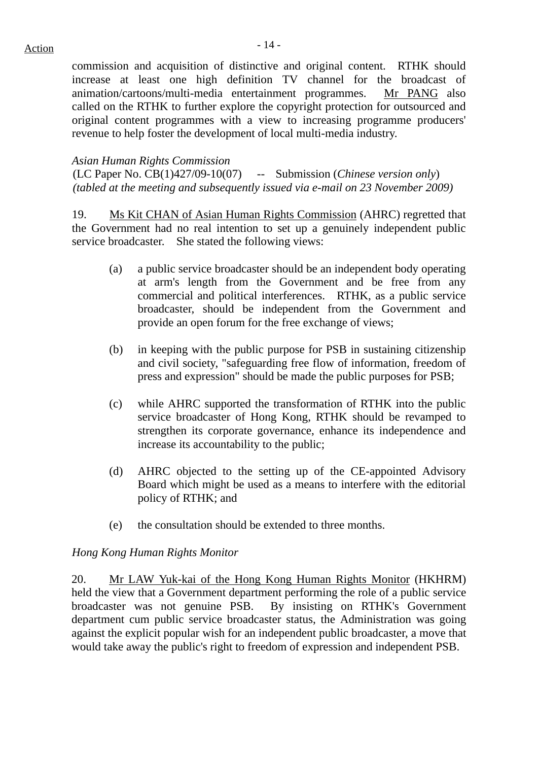commission and acquisition of distinctive and original content. RTHK should increase at least one high definition TV channel for the broadcast of animation/cartoons/multi-media entertainment programmes. Mr PANG also called on the RTHK to further explore the copyright protection for outsourced and original content programmes with a view to increasing programme producers' revenue to help foster the development of local multi-media industry.

*Asian Human Rights Commission*
(LC Paper No. CB(1)427/09-10(07) -- Submission (*Chinese version only*)
*(tabled at the meeting and subsequently issued via e-mail on 23 November 2009)*

19. Ms Kit CHAN of Asian Human Rights Commission (AHRC) regretted that the Government had no real intention to set up a genuinely independent public service broadcaster. She stated the following views:

(a) a public service broadcaster should be an independent body operating at arm's length from the Government and be free from any commercial and political interferences. RTHK, as a public service broadcaster, should be independent from the Government and provide an open forum for the free exchange of views;

(b) in keeping with the public purpose for PSB in sustaining citizenship and civil society, "safeguarding free flow of information, freedom of press and expression" should be made the public purposes for PSB;

(c) while AHRC supported the transformation of RTHK into the public service broadcaster of Hong Kong, RTHK should be revamped to strengthen its corporate governance, enhance its independence and increase its accountability to the public;

(d) AHRC objected to the setting up of the CE-appointed Advisory Board which might be used as a means to interfere with the editorial policy of RTHK; and

(e) the consultation should be extended to three months.

*Hong Kong Human Rights Monitor*

20. Mr LAW Yuk-kai of the Hong Kong Human Rights Monitor (HKHRM) held the view that a Government department performing the role of a public service broadcaster was not genuine PSB. By insisting on RTHK's Government department cum public service broadcaster status, the Administration was going against the explicit popular wish for an independent public broadcaster, a move that would take away the public's right to freedom of expression and independent PSB.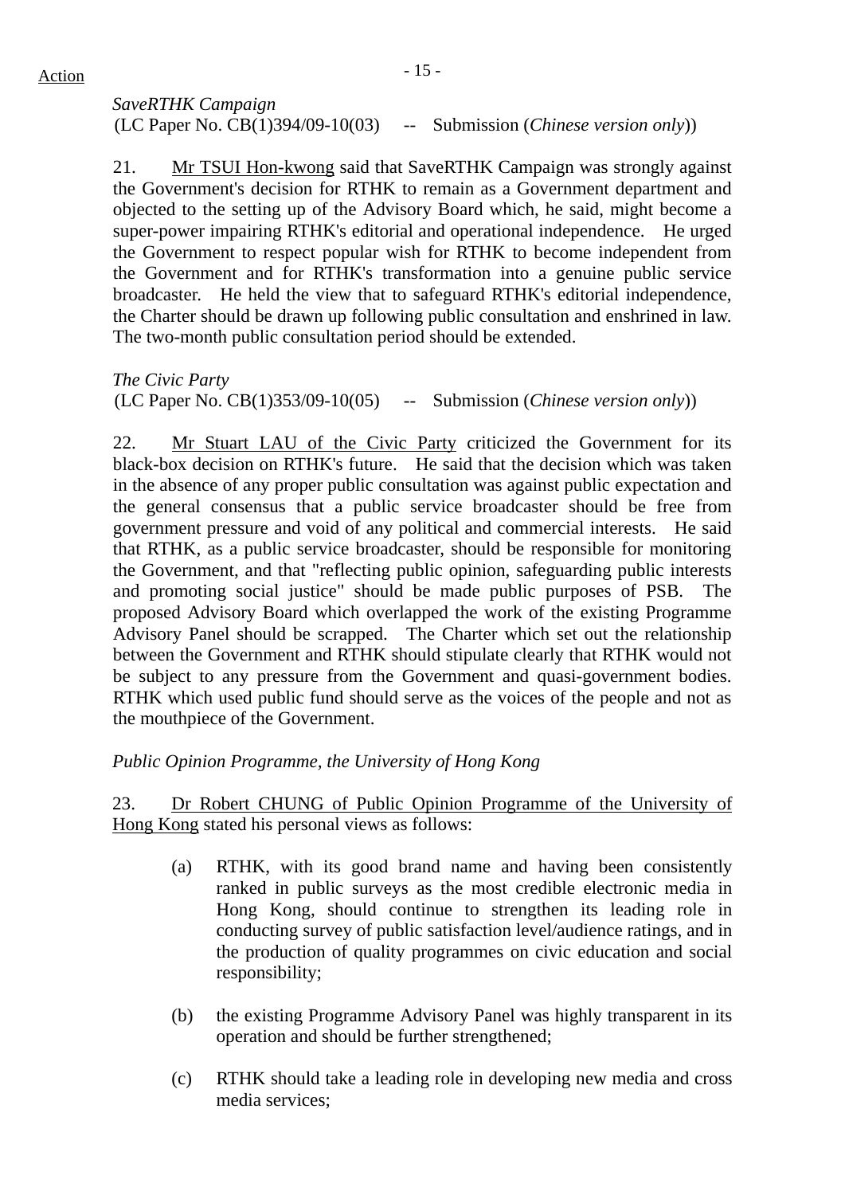*SaveRTHK Campaign*
(LC Paper No. CB(1)394/09-10(03) -- Submission (*Chinese version only*))

21. Mr TSUI Hon-kwong said that SaveRTHK Campaign was strongly against the Government's decision for RTHK to remain as a Government department and objected to the setting up of the Advisory Board which, he said, might become a super-power impairing RTHK's editorial and operational independence. He urged the Government to respect popular wish for RTHK to become independent from the Government and for RTHK's transformation into a genuine public service broadcaster. He held the view that to safeguard RTHK's editorial independence, the Charter should be drawn up following public consultation and enshrined in law. The two-month public consultation period should be extended.

*The Civic Party*
(LC Paper No. CB(1)353/09-10(05) -- Submission (*Chinese version only*))

22. Mr Stuart LAU of the Civic Party criticized the Government for its black-box decision on RTHK's future. He said that the decision which was taken in the absence of any proper public consultation was against public expectation and the general consensus that a public service broadcaster should be free from government pressure and void of any political and commercial interests. He said that RTHK, as a public service broadcaster, should be responsible for monitoring the Government, and that "reflecting public opinion, safeguarding public interests and promoting social justice" should be made public purposes of PSB. The proposed Advisory Board which overlapped the work of the existing Programme Advisory Panel should be scrapped. The Charter which set out the relationship between the Government and RTHK should stipulate clearly that RTHK would not be subject to any pressure from the Government and quasi-government bodies. RTHK which used public fund should serve as the voices of the people and not as the mouthpiece of the Government.

*Public Opinion Programme, the University of Hong Kong*

23. Dr Robert CHUNG of Public Opinion Programme of the University of Hong Kong stated his personal views as follows:

(a) RTHK, with its good brand name and having been consistently ranked in public surveys as the most credible electronic media in Hong Kong, should continue to strengthen its leading role in conducting survey of public satisfaction level/audience ratings, and in the production of quality programmes on civic education and social responsibility;

(b) the existing Programme Advisory Panel was highly transparent in its operation and should be further strengthened;

(c) RTHK should take a leading role in developing new media and cross media services;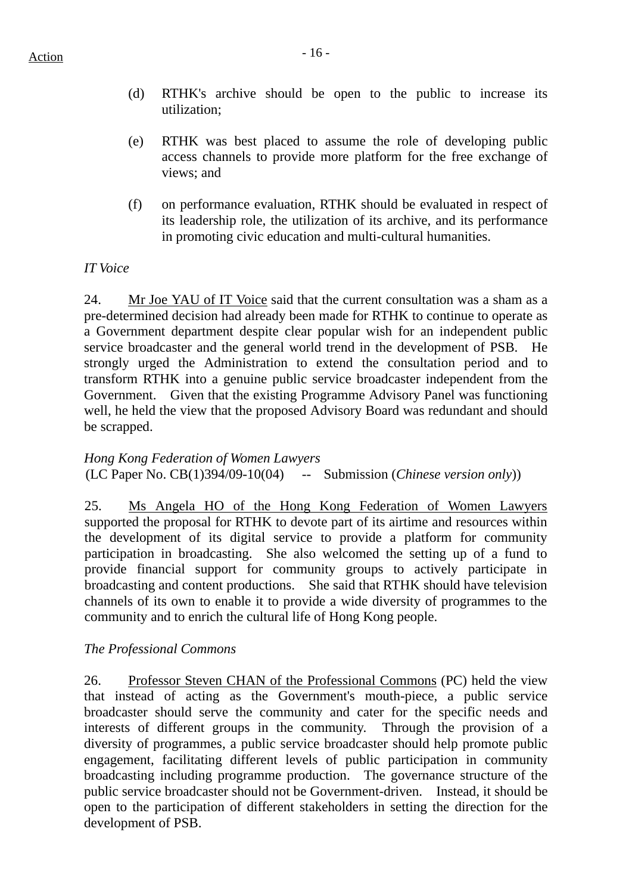Action

(d) RTHK's archive should be open to the public to increase its utilization;

(e) RTHK was best placed to assume the role of developing public access channels to provide more platform for the free exchange of views; and

(f) on performance evaluation, RTHK should be evaluated in respect of its leadership role, the utilization of its archive, and its performance in promoting civic education and multi-cultural humanities.

*IT Voice*

24. Mr Joe YAU of IT Voice said that the current consultation was a sham as a pre-determined decision had already been made for RTHK to continue to operate as a Government department despite clear popular wish for an independent public service broadcaster and the general world trend in the development of PSB. He strongly urged the Administration to extend the consultation period and to transform RTHK into a genuine public service broadcaster independent from the Government. Given that the existing Programme Advisory Panel was functioning well, he held the view that the proposed Advisory Board was redundant and should be scrapped.

*Hong Kong Federation of Women Lawyers*
(LC Paper No. CB(1)394/09-10(04) -- Submission (*Chinese version only*))

25. Ms Angela HO of the Hong Kong Federation of Women Lawyers supported the proposal for RTHK to devote part of its airtime and resources within the development of its digital service to provide a platform for community participation in broadcasting. She also welcomed the setting up of a fund to provide financial support for community groups to actively participate in broadcasting and content productions. She said that RTHK should have television channels of its own to enable it to provide a wide diversity of programmes to the community and to enrich the cultural life of Hong Kong people.

*The Professional Commons*

26. Professor Steven CHAN of the Professional Commons (PC) held the view that instead of acting as the Government's mouth-piece, a public service broadcaster should serve the community and cater for the specific needs and interests of different groups in the community. Through the provision of a diversity of programmes, a public service broadcaster should help promote public engagement, facilitating different levels of public participation in community broadcasting including programme production. The governance structure of the public service broadcaster should not be Government-driven. Instead, it should be open to the participation of different stakeholders in setting the direction for the development of PSB.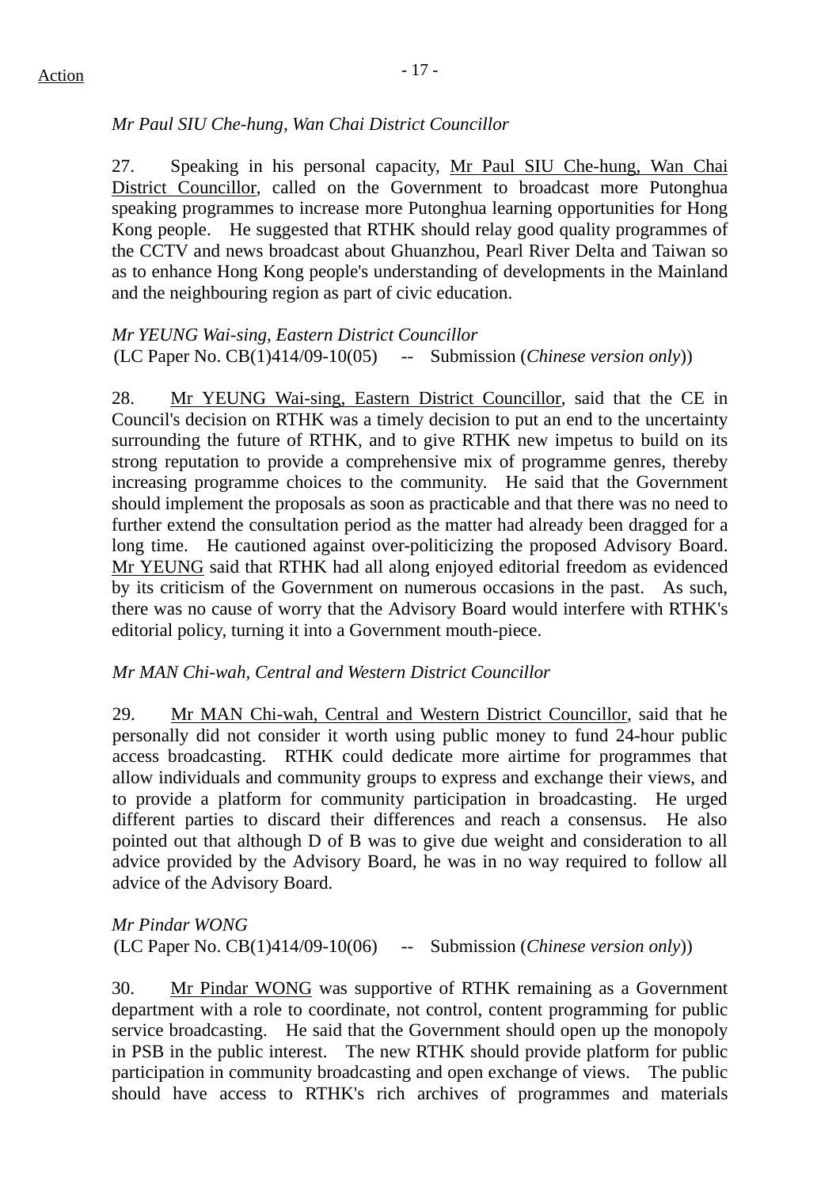*Mr Paul SIU Che-hung, Wan Chai District Councillor*

27. Speaking in his personal capacity, Mr Paul SIU Che-hung, Wan Chai District Councillor, called on the Government to broadcast more Putonghua speaking programmes to increase more Putonghua learning opportunities for Hong Kong people. He suggested that RTHK should relay good quality programmes of the CCTV and news broadcast about Ghuanzhou, Pearl River Delta and Taiwan so as to enhance Hong Kong people's understanding of developments in the Mainland and the neighbouring region as part of civic education.

*Mr YEUNG Wai-sing, Eastern District Councillor*
(LC Paper No. CB(1)414/09-10(05) -- Submission (*Chinese version only*))

28. Mr YEUNG Wai-sing, Eastern District Councillor, said that the CE in Council's decision on RTHK was a timely decision to put an end to the uncertainty surrounding the future of RTHK, and to give RTHK new impetus to build on its strong reputation to provide a comprehensive mix of programme genres, thereby increasing programme choices to the community. He said that the Government should implement the proposals as soon as practicable and that there was no need to further extend the consultation period as the matter had already been dragged for a long time. He cautioned against over-politicizing the proposed Advisory Board. Mr YEUNG said that RTHK had all along enjoyed editorial freedom as evidenced by its criticism of the Government on numerous occasions in the past. As such, there was no cause of worry that the Advisory Board would interfere with RTHK's editorial policy, turning it into a Government mouth-piece.

*Mr MAN Chi-wah, Central and Western District Councillor*

29. Mr MAN Chi-wah, Central and Western District Councillor, said that he personally did not consider it worth using public money to fund 24-hour public access broadcasting. RTHK could dedicate more airtime for programmes that allow individuals and community groups to express and exchange their views, and to provide a platform for community participation in broadcasting. He urged different parties to discard their differences and reach a consensus. He also pointed out that although D of B was to give due weight and consideration to all advice provided by the Advisory Board, he was in no way required to follow all advice of the Advisory Board.

*Mr Pindar WONG*
(LC Paper No. CB(1)414/09-10(06) -- Submission (*Chinese version only*))

30. Mr Pindar WONG was supportive of RTHK remaining as a Government department with a role to coordinate, not control, content programming for public service broadcasting. He said that the Government should open up the monopoly in PSB in the public interest. The new RTHK should provide platform for public participation in community broadcasting and open exchange of views. The public should have access to RTHK's rich archives of programmes and materials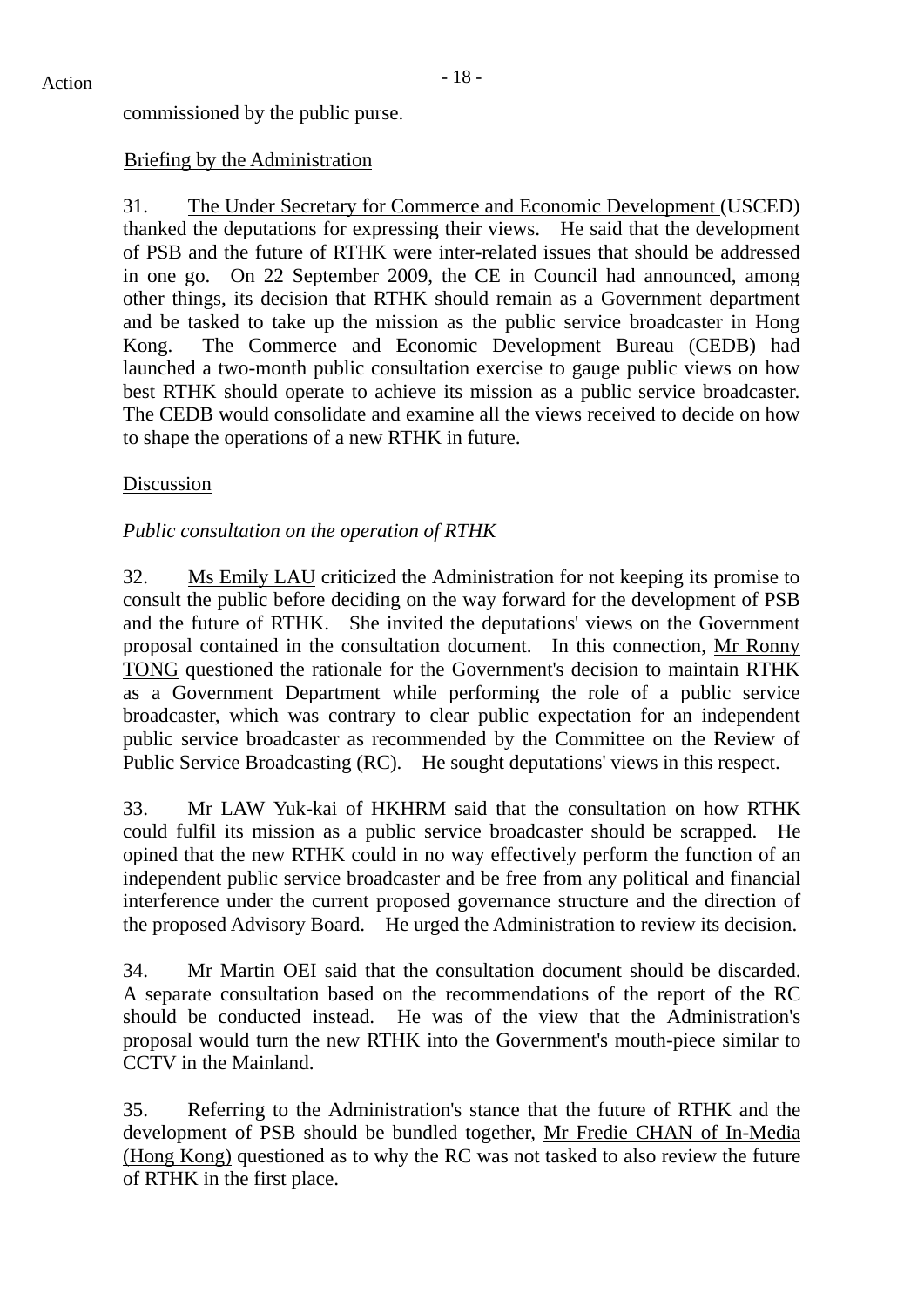commissioned by the public purse.

Briefing by the Administration

31. The Under Secretary for Commerce and Economic Development (USCED) thanked the deputations for expressing their views. He said that the development of PSB and the future of RTHK were inter-related issues that should be addressed in one go. On 22 September 2009, the CE in Council had announced, among other things, its decision that RTHK should remain as a Government department and be tasked to take up the mission as the public service broadcaster in Hong Kong. The Commerce and Economic Development Bureau (CEDB) had launched a two-month public consultation exercise to gauge public views on how best RTHK should operate to achieve its mission as a public service broadcaster. The CEDB would consolidate and examine all the views received to decide on how to shape the operations of a new RTHK in future.

Discussion

*Public consultation on the operation of RTHK*

32. Ms Emily LAU criticized the Administration for not keeping its promise to consult the public before deciding on the way forward for the development of PSB and the future of RTHK. She invited the deputations' views on the Government proposal contained in the consultation document. In this connection, Mr Ronny TONG questioned the rationale for the Government's decision to maintain RTHK as a Government Department while performing the role of a public service broadcaster, which was contrary to clear public expectation for an independent public service broadcaster as recommended by the Committee on the Review of Public Service Broadcasting (RC). He sought deputations' views in this respect.

33. Mr LAW Yuk-kai of HKHRM said that the consultation on how RTHK could fulfil its mission as a public service broadcaster should be scrapped. He opined that the new RTHK could in no way effectively perform the function of an independent public service broadcaster and be free from any political and financial interference under the current proposed governance structure and the direction of the proposed Advisory Board. He urged the Administration to review its decision.

34. Mr Martin OEI said that the consultation document should be discarded. A separate consultation based on the recommendations of the report of the RC should be conducted instead. He was of the view that the Administration's proposal would turn the new RTHK into the Government's mouth-piece similar to CCTV in the Mainland.

35. Referring to the Administration's stance that the future of RTHK and the development of PSB should be bundled together, Mr Fredie CHAN of In-Media (Hong Kong) questioned as to why the RC was not tasked to also review the future of RTHK in the first place.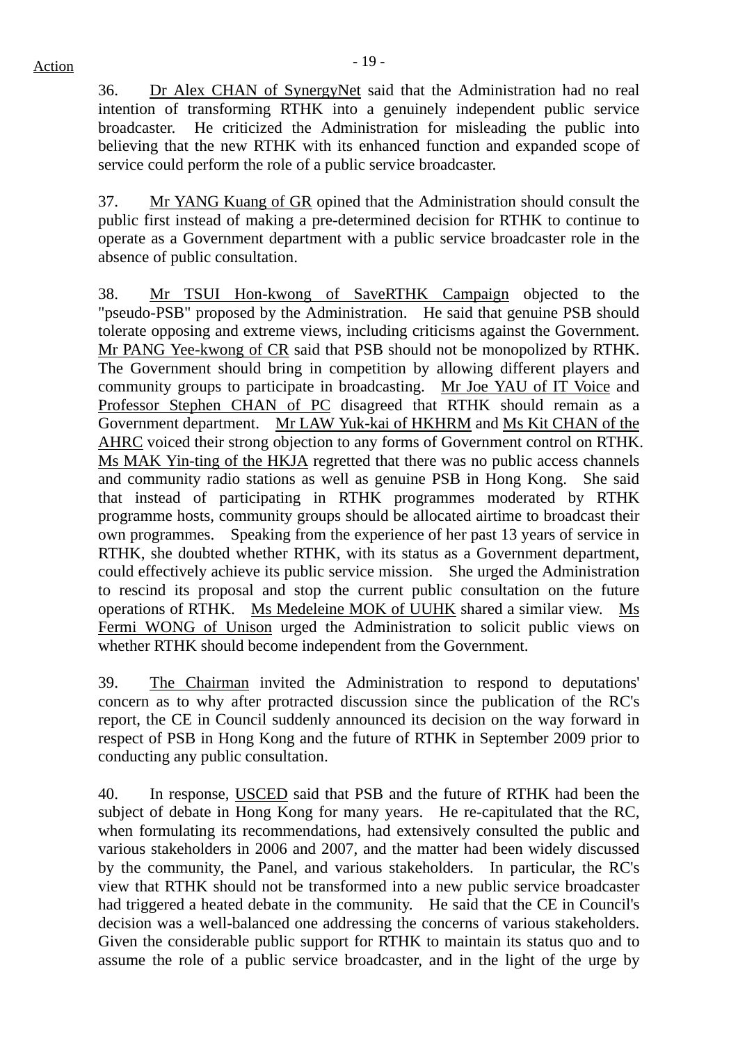36. Dr Alex CHAN of SynergyNet said that the Administration had no real intention of transforming RTHK into a genuinely independent public service broadcaster. He criticized the Administration for misleading the public into believing that the new RTHK with its enhanced function and expanded scope of service could perform the role of a public service broadcaster.

37. Mr YANG Kuang of GR opined that the Administration should consult the public first instead of making a pre-determined decision for RTHK to continue to operate as a Government department with a public service broadcaster role in the absence of public consultation.

38. Mr TSUI Hon-kwong of SaveRTHK Campaign objected to the "pseudo-PSB" proposed by the Administration. He said that genuine PSB should tolerate opposing and extreme views, including criticisms against the Government. Mr PANG Yee-kwong of CR said that PSB should not be monopolized by RTHK. The Government should bring in competition by allowing different players and community groups to participate in broadcasting. Mr Joe YAU of IT Voice and Professor Stephen CHAN of PC disagreed that RTHK should remain as a Government department. Mr LAW Yuk-kai of HKHRM and Ms Kit CHAN of the AHRC voiced their strong objection to any forms of Government control on RTHK. Ms MAK Yin-ting of the HKJA regretted that there was no public access channels and community radio stations as well as genuine PSB in Hong Kong. She said that instead of participating in RTHK programmes moderated by RTHK programme hosts, community groups should be allocated airtime to broadcast their own programmes. Speaking from the experience of her past 13 years of service in RTHK, she doubted whether RTHK, with its status as a Government department, could effectively achieve its public service mission. She urged the Administration to rescind its proposal and stop the current public consultation on the future operations of RTHK. Ms Medeleine MOK of UUHK shared a similar view. Ms Fermi WONG of Unison urged the Administration to solicit public views on whether RTHK should become independent from the Government.

39. The Chairman invited the Administration to respond to deputations' concern as to why after protracted discussion since the publication of the RC's report, the CE in Council suddenly announced its decision on the way forward in respect of PSB in Hong Kong and the future of RTHK in September 2009 prior to conducting any public consultation.

40. In response, USCED said that PSB and the future of RTHK had been the subject of debate in Hong Kong for many years. He re-capitulated that the RC, when formulating its recommendations, had extensively consulted the public and various stakeholders in 2006 and 2007, and the matter had been widely discussed by the community, the Panel, and various stakeholders. In particular, the RC's view that RTHK should not be transformed into a new public service broadcaster had triggered a heated debate in the community. He said that the CE in Council's decision was a well-balanced one addressing the concerns of various stakeholders. Given the considerable public support for RTHK to maintain its status quo and to assume the role of a public service broadcaster, and in the light of the urge by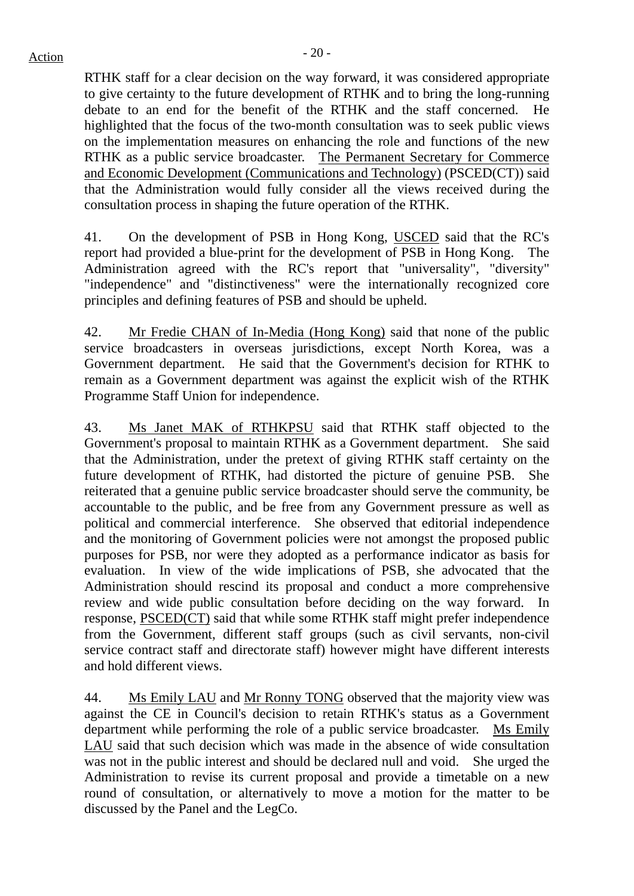RTHK staff for a clear decision on the way forward, it was considered appropriate to give certainty to the future development of RTHK and to bring the long-running debate to an end for the benefit of the RTHK and the staff concerned. He highlighted that the focus of the two-month consultation was to seek public views on the implementation measures on enhancing the role and functions of the new RTHK as a public service broadcaster. The Permanent Secretary for Commerce and Economic Development (Communications and Technology) (PSCED(CT)) said that the Administration would fully consider all the views received during the consultation process in shaping the future operation of the RTHK.

41. On the development of PSB in Hong Kong, USCED said that the RC's report had provided a blue-print for the development of PSB in Hong Kong. The Administration agreed with the RC's report that "universality", "diversity" "independence" and "distinctiveness" were the internationally recognized core principles and defining features of PSB and should be upheld.

42. Mr Fredie CHAN of In-Media (Hong Kong) said that none of the public service broadcasters in overseas jurisdictions, except North Korea, was a Government department. He said that the Government's decision for RTHK to remain as a Government department was against the explicit wish of the RTHK Programme Staff Union for independence.

43. Ms Janet MAK of RTHKPSU said that RTHK staff objected to the Government's proposal to maintain RTHK as a Government department. She said that the Administration, under the pretext of giving RTHK staff certainty on the future development of RTHK, had distorted the picture of genuine PSB. She reiterated that a genuine public service broadcaster should serve the community, be accountable to the public, and be free from any Government pressure as well as political and commercial interference. She observed that editorial independence and the monitoring of Government policies were not amongst the proposed public purposes for PSB, nor were they adopted as a performance indicator as basis for evaluation. In view of the wide implications of PSB, she advocated that the Administration should rescind its proposal and conduct a more comprehensive review and wide public consultation before deciding on the way forward. In response, PSCED(CT) said that while some RTHK staff might prefer independence from the Government, different staff groups (such as civil servants, non-civil service contract staff and directorate staff) however might have different interests and hold different views.

44. Ms Emily LAU and Mr Ronny TONG observed that the majority view was against the CE in Council's decision to retain RTHK's status as a Government department while performing the role of a public service broadcaster. Ms Emily LAU said that such decision which was made in the absence of wide consultation was not in the public interest and should be declared null and void. She urged the Administration to revise its current proposal and provide a timetable on a new round of consultation, or alternatively to move a motion for the matter to be discussed by the Panel and the LegCo.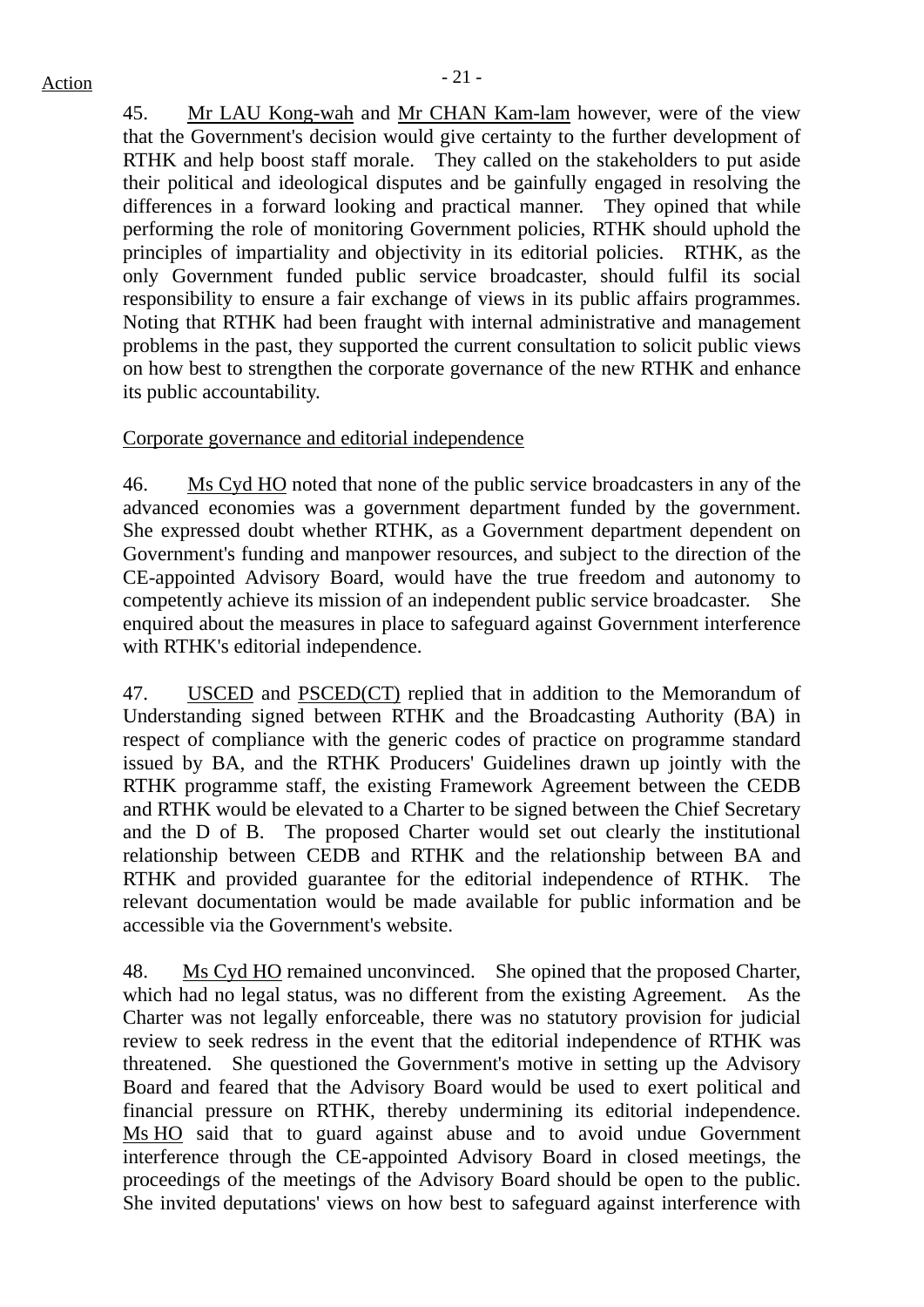Action

45. Mr LAU Kong-wah and Mr CHAN Kam-lam however, were of the view that the Government's decision would give certainty to the further development of RTHK and help boost staff morale. They called on the stakeholders to put aside their political and ideological disputes and be gainfully engaged in resolving the differences in a forward looking and practical manner. They opined that while performing the role of monitoring Government policies, RTHK should uphold the principles of impartiality and objectivity in its editorial policies. RTHK, as the only Government funded public service broadcaster, should fulfil its social responsibility to ensure a fair exchange of views in its public affairs programmes. Noting that RTHK had been fraught with internal administrative and management problems in the past, they supported the current consultation to solicit public views on how best to strengthen the corporate governance of the new RTHK and enhance its public accountability.

Corporate governance and editorial independence

46. Ms Cyd HO noted that none of the public service broadcasters in any of the advanced economies was a government department funded by the government. She expressed doubt whether RTHK, as a Government department dependent on Government's funding and manpower resources, and subject to the direction of the CE-appointed Advisory Board, would have the true freedom and autonomy to competently achieve its mission of an independent public service broadcaster. She enquired about the measures in place to safeguard against Government interference with RTHK's editorial independence.

47. USCED and PSCED(CT) replied that in addition to the Memorandum of Understanding signed between RTHK and the Broadcasting Authority (BA) in respect of compliance with the generic codes of practice on programme standard issued by BA, and the RTHK Producers' Guidelines drawn up jointly with the RTHK programme staff, the existing Framework Agreement between the CEDB and RTHK would be elevated to a Charter to be signed between the Chief Secretary and the D of B. The proposed Charter would set out clearly the institutional relationship between CEDB and RTHK and the relationship between BA and RTHK and provided guarantee for the editorial independence of RTHK. The relevant documentation would be made available for public information and be accessible via the Government's website.

48. Ms Cyd HO remained unconvinced. She opined that the proposed Charter, which had no legal status, was no different from the existing Agreement. As the Charter was not legally enforceable, there was no statutory provision for judicial review to seek redress in the event that the editorial independence of RTHK was threatened. She questioned the Government's motive in setting up the Advisory Board and feared that the Advisory Board would be used to exert political and financial pressure on RTHK, thereby undermining its editorial independence. Ms HO said that to guard against abuse and to avoid undue Government interference through the CE-appointed Advisory Board in closed meetings, the proceedings of the meetings of the Advisory Board should be open to the public. She invited deputations' views on how best to safeguard against interference with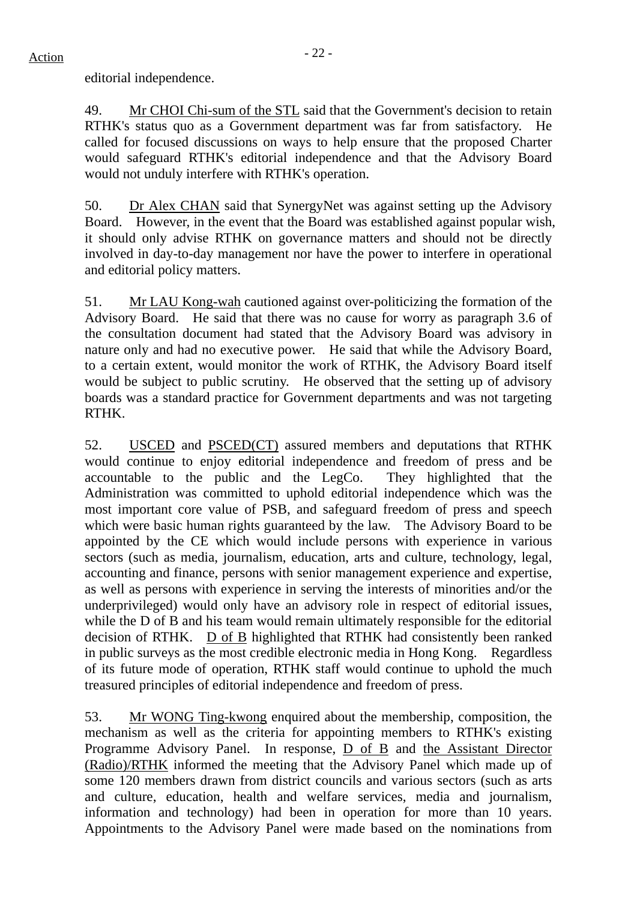editorial independence.

49. Mr CHOI Chi-sum of the STL said that the Government's decision to retain RTHK's status quo as a Government department was far from satisfactory. He called for focused discussions on ways to help ensure that the proposed Charter would safeguard RTHK's editorial independence and that the Advisory Board would not unduly interfere with RTHK's operation.

50. Dr Alex CHAN said that SynergyNet was against setting up the Advisory Board. However, in the event that the Board was established against popular wish, it should only advise RTHK on governance matters and should not be directly involved in day-to-day management nor have the power to interfere in operational and editorial policy matters.

51. Mr LAU Kong-wah cautioned against over-politicizing the formation of the Advisory Board. He said that there was no cause for worry as paragraph 3.6 of the consultation document had stated that the Advisory Board was advisory in nature only and had no executive power. He said that while the Advisory Board, to a certain extent, would monitor the work of RTHK, the Advisory Board itself would be subject to public scrutiny. He observed that the setting up of advisory boards was a standard practice for Government departments and was not targeting RTHK.

52. USCED and PSCED(CT) assured members and deputations that RTHK would continue to enjoy editorial independence and freedom of press and be accountable to the public and the LegCo. They highlighted that the Administration was committed to uphold editorial independence which was the most important core value of PSB, and safeguard freedom of press and speech which were basic human rights guaranteed by the law. The Advisory Board to be appointed by the CE which would include persons with experience in various sectors (such as media, journalism, education, arts and culture, technology, legal, accounting and finance, persons with senior management experience and expertise, as well as persons with experience in serving the interests of minorities and/or the underprivileged) would only have an advisory role in respect of editorial issues, while the D of B and his team would remain ultimately responsible for the editorial decision of RTHK. D of B highlighted that RTHK had consistently been ranked in public surveys as the most credible electronic media in Hong Kong. Regardless of its future mode of operation, RTHK staff would continue to uphold the much treasured principles of editorial independence and freedom of press.

53. Mr WONG Ting-kwong enquired about the membership, composition, the mechanism as well as the criteria for appointing members to RTHK's existing Programme Advisory Panel. In response, D of B and the Assistant Director (Radio)/RTHK informed the meeting that the Advisory Panel which made up of some 120 members drawn from district councils and various sectors (such as arts and culture, education, health and welfare services, media and journalism, information and technology) had been in operation for more than 10 years. Appointments to the Advisory Panel were made based on the nominations from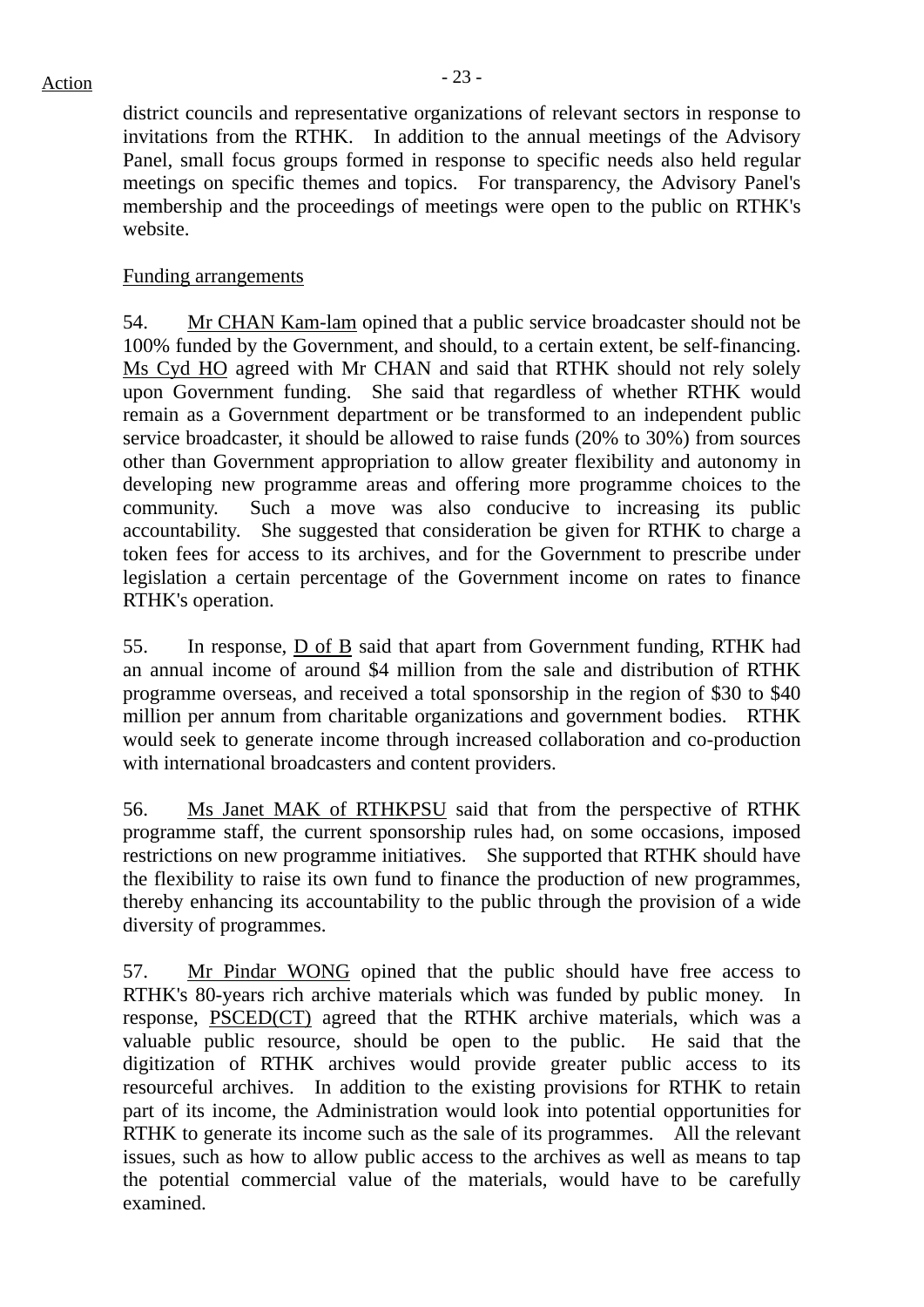district councils and representative organizations of relevant sectors in response to invitations from the RTHK. In addition to the annual meetings of the Advisory Panel, small focus groups formed in response to specific needs also held regular meetings on specific themes and topics. For transparency, the Advisory Panel's membership and the proceedings of meetings were open to the public on RTHK's website.

Funding arrangements

54. Mr CHAN Kam-lam opined that a public service broadcaster should not be 100% funded by the Government, and should, to a certain extent, be self-financing. Ms Cyd HO agreed with Mr CHAN and said that RTHK should not rely solely upon Government funding. She said that regardless of whether RTHK would remain as a Government department or be transformed to an independent public service broadcaster, it should be allowed to raise funds (20% to 30%) from sources other than Government appropriation to allow greater flexibility and autonomy in developing new programme areas and offering more programme choices to the community. Such a move was also conducive to increasing its public accountability. She suggested that consideration be given for RTHK to charge a token fees for access to its archives, and for the Government to prescribe under legislation a certain percentage of the Government income on rates to finance RTHK's operation.

55. In response, D of B said that apart from Government funding, RTHK had an annual income of around $4 million from the sale and distribution of RTHK programme overseas, and received a total sponsorship in the region of $30 to $40 million per annum from charitable organizations and government bodies. RTHK would seek to generate income through increased collaboration and co-production with international broadcasters and content providers.

56. Ms Janet MAK of RTHKPSU said that from the perspective of RTHK programme staff, the current sponsorship rules had, on some occasions, imposed restrictions on new programme initiatives. She supported that RTHK should have the flexibility to raise its own fund to finance the production of new programmes, thereby enhancing its accountability to the public through the provision of a wide diversity of programmes.

57. Mr Pindar WONG opined that the public should have free access to RTHK's 80-years rich archive materials which was funded by public money. In response, PSCED(CT) agreed that the RTHK archive materials, which was a valuable public resource, should be open to the public. He said that the digitization of RTHK archives would provide greater public access to its resourceful archives. In addition to the existing provisions for RTHK to retain part of its income, the Administration would look into potential opportunities for RTHK to generate its income such as the sale of its programmes. All the relevant issues, such as how to allow public access to the archives as well as means to tap the potential commercial value of the materials, would have to be carefully examined.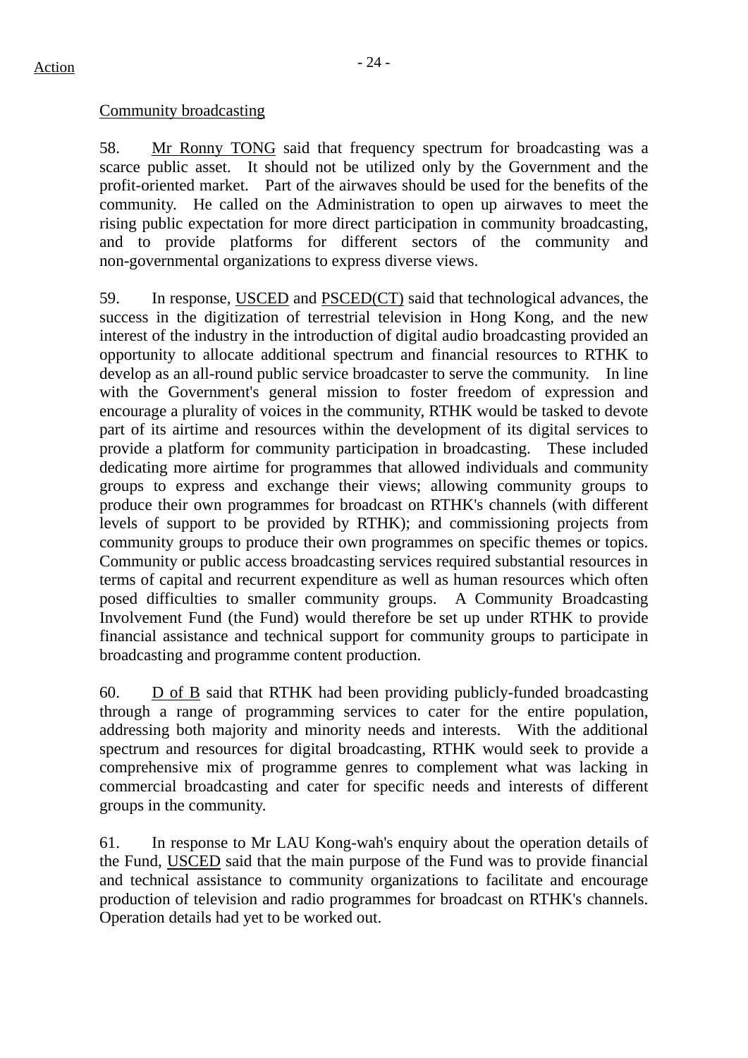Action

<u>Community broadcasting</u>

58. <u>Mr Ronny TONG</u> said that frequency spectrum for broadcasting was a scarce public asset. It should not be utilized only by the Government and the profit-oriented market. Part of the airwaves should be used for the benefits of the community. He called on the Administration to open up airwaves to meet the rising public expectation for more direct participation in community broadcasting, and to provide platforms for different sectors of the community and non-governmental organizations to express diverse views.

59. In response, <u>USCED</u> and <u>PSCED(CT)</u> said that technological advances, the success in the digitization of terrestrial television in Hong Kong, and the new interest of the industry in the introduction of digital audio broadcasting provided an opportunity to allocate additional spectrum and financial resources to RTHK to develop as an all-round public service broadcaster to serve the community. In line with the Government's general mission to foster freedom of expression and encourage a plurality of voices in the community, RTHK would be tasked to devote part of its airtime and resources within the development of its digital services to provide a platform for community participation in broadcasting. These included dedicating more airtime for programmes that allowed individuals and community groups to express and exchange their views; allowing community groups to produce their own programmes for broadcast on RTHK's channels (with different levels of support to be provided by RTHK); and commissioning projects from community groups to produce their own programmes on specific themes or topics. Community or public access broadcasting services required substantial resources in terms of capital and recurrent expenditure as well as human resources which often posed difficulties to smaller community groups. A Community Broadcasting Involvement Fund (the Fund) would therefore be set up under RTHK to provide financial assistance and technical support for community groups to participate in broadcasting and programme content production.

60. <u>D of B</u> said that RTHK had been providing publicly-funded broadcasting through a range of programming services to cater for the entire population, addressing both majority and minority needs and interests. With the additional spectrum and resources for digital broadcasting, RTHK would seek to provide a comprehensive mix of programme genres to complement what was lacking in commercial broadcasting and cater for specific needs and interests of different groups in the community.

61. In response to Mr LAU Kong-wah's enquiry about the operation details of the Fund, <u>USCED</u> said that the main purpose of the Fund was to provide financial and technical assistance to community organizations to facilitate and encourage production of television and radio programmes for broadcast on RTHK's channels. Operation details had yet to be worked out.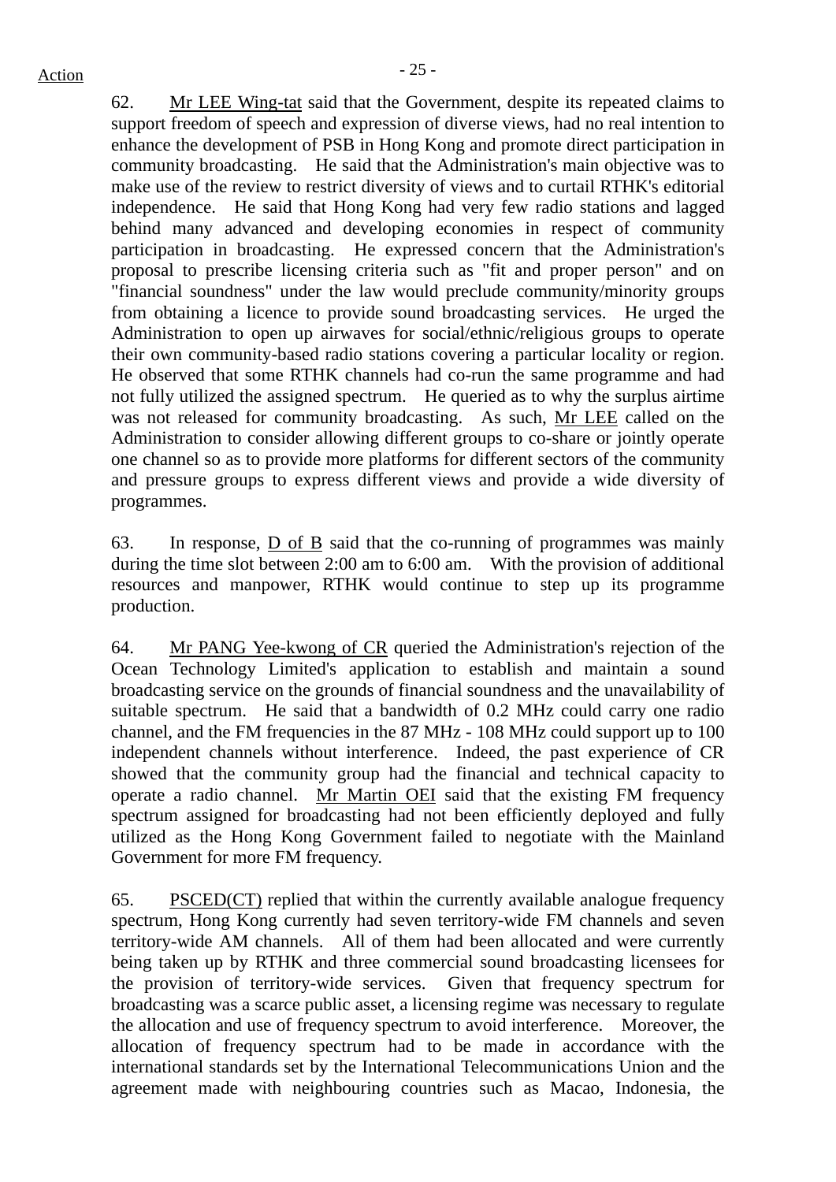62. Mr LEE Wing-tat said that the Government, despite its repeated claims to support freedom of speech and expression of diverse views, had no real intention to enhance the development of PSB in Hong Kong and promote direct participation in community broadcasting. He said that the Administration's main objective was to make use of the review to restrict diversity of views and to curtail RTHK's editorial independence. He said that Hong Kong had very few radio stations and lagged behind many advanced and developing economies in respect of community participation in broadcasting. He expressed concern that the Administration's proposal to prescribe licensing criteria such as "fit and proper person" and on "financial soundness" under the law would preclude community/minority groups from obtaining a licence to provide sound broadcasting services. He urged the Administration to open up airwaves for social/ethnic/religious groups to operate their own community-based radio stations covering a particular locality or region. He observed that some RTHK channels had co-run the same programme and had not fully utilized the assigned spectrum. He queried as to why the surplus airtime was not released for community broadcasting. As such, Mr LEE called on the Administration to consider allowing different groups to co-share or jointly operate one channel so as to provide more platforms for different sectors of the community and pressure groups to express different views and provide a wide diversity of programmes.

63. In response, D of B said that the co-running of programmes was mainly during the time slot between 2:00 am to 6:00 am. With the provision of additional resources and manpower, RTHK would continue to step up its programme production.

64. Mr PANG Yee-kwong of CR queried the Administration's rejection of the Ocean Technology Limited's application to establish and maintain a sound broadcasting service on the grounds of financial soundness and the unavailability of suitable spectrum. He said that a bandwidth of 0.2 MHz could carry one radio channel, and the FM frequencies in the 87 MHz - 108 MHz could support up to 100 independent channels without interference. Indeed, the past experience of CR showed that the community group had the financial and technical capacity to operate a radio channel. Mr Martin OEI said that the existing FM frequency spectrum assigned for broadcasting had not been efficiently deployed and fully utilized as the Hong Kong Government failed to negotiate with the Mainland Government for more FM frequency.

65. PSCED(CT) replied that within the currently available analogue frequency spectrum, Hong Kong currently had seven territory-wide FM channels and seven territory-wide AM channels. All of them had been allocated and were currently being taken up by RTHK and three commercial sound broadcasting licensees for the provision of territory-wide services. Given that frequency spectrum for broadcasting was a scarce public asset, a licensing regime was necessary to regulate the allocation and use of frequency spectrum to avoid interference. Moreover, the allocation of frequency spectrum had to be made in accordance with the international standards set by the International Telecommunications Union and the agreement made with neighbouring countries such as Macao, Indonesia, the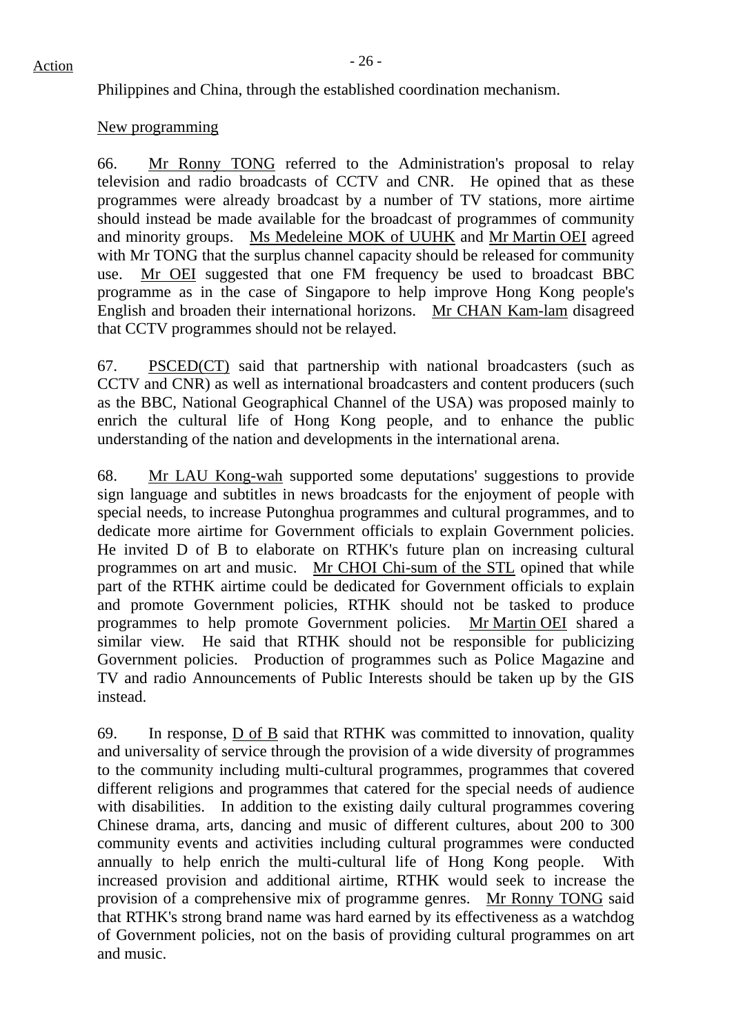Philippines and China, through the established coordination mechanism.

New programming

66. Mr Ronny TONG referred to the Administration's proposal to relay television and radio broadcasts of CCTV and CNR. He opined that as these programmes were already broadcast by a number of TV stations, more airtime should instead be made available for the broadcast of programmes of community and minority groups. Ms Medeleine MOK of UUHK and Mr Martin OEI agreed with Mr TONG that the surplus channel capacity should be released for community use. Mr OEI suggested that one FM frequency be used to broadcast BBC programme as in the case of Singapore to help improve Hong Kong people's English and broaden their international horizons. Mr CHAN Kam-lam disagreed that CCTV programmes should not be relayed.

67. PSCED(CT) said that partnership with national broadcasters (such as CCTV and CNR) as well as international broadcasters and content producers (such as the BBC, National Geographical Channel of the USA) was proposed mainly to enrich the cultural life of Hong Kong people, and to enhance the public understanding of the nation and developments in the international arena.

68. Mr LAU Kong-wah supported some deputations' suggestions to provide sign language and subtitles in news broadcasts for the enjoyment of people with special needs, to increase Putonghua programmes and cultural programmes, and to dedicate more airtime for Government officials to explain Government policies. He invited D of B to elaborate on RTHK's future plan on increasing cultural programmes on art and music. Mr CHOI Chi-sum of the STL opined that while part of the RTHK airtime could be dedicated for Government officials to explain and promote Government policies, RTHK should not be tasked to produce programmes to help promote Government policies. Mr Martin OEI shared a similar view. He said that RTHK should not be responsible for publicizing Government policies. Production of programmes such as Police Magazine and TV and radio Announcements of Public Interests should be taken up by the GIS instead.

69. In response, D of B said that RTHK was committed to innovation, quality and universality of service through the provision of a wide diversity of programmes to the community including multi-cultural programmes, programmes that covered different religions and programmes that catered for the special needs of audience with disabilities. In addition to the existing daily cultural programmes covering Chinese drama, arts, dancing and music of different cultures, about 200 to 300 community events and activities including cultural programmes were conducted annually to help enrich the multi-cultural life of Hong Kong people. With increased provision and additional airtime, RTHK would seek to increase the provision of a comprehensive mix of programme genres. Mr Ronny TONG said that RTHK's strong brand name was hard earned by its effectiveness as a watchdog of Government policies, not on the basis of providing cultural programmes on art and music.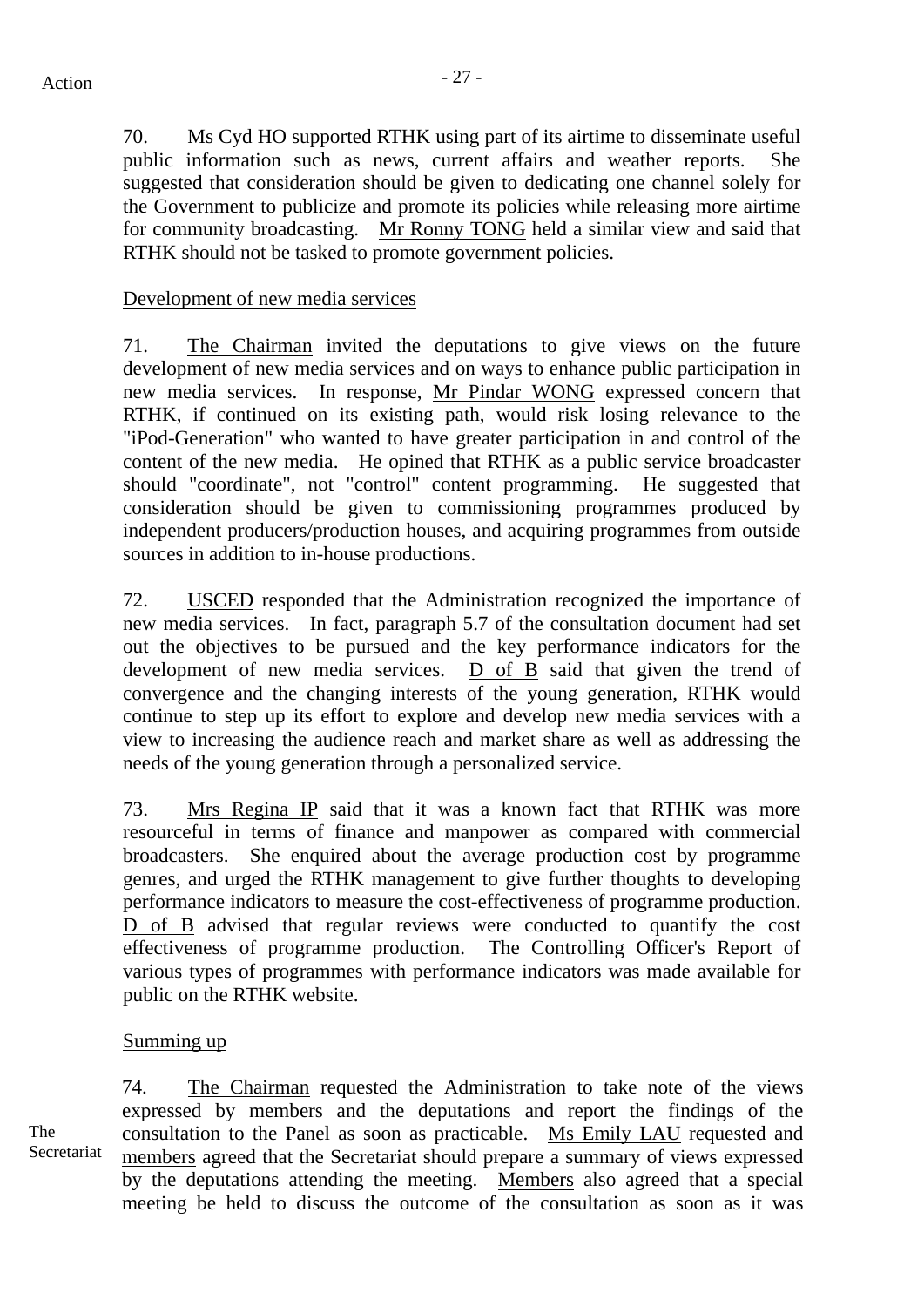Action

70. Ms Cyd HO supported RTHK using part of its airtime to disseminate useful public information such as news, current affairs and weather reports. She suggested that consideration should be given to dedicating one channel solely for the Government to publicize and promote its policies while releasing more airtime for community broadcasting. Mr Ronny TONG held a similar view and said that RTHK should not be tasked to promote government policies.

Development of new media services

71. The Chairman invited the deputations to give views on the future development of new media services and on ways to enhance public participation in new media services. In response, Mr Pindar WONG expressed concern that RTHK, if continued on its existing path, would risk losing relevance to the "iPod-Generation" who wanted to have greater participation in and control of the content of the new media. He opined that RTHK as a public service broadcaster should "coordinate", not "control" content programming. He suggested that consideration should be given to commissioning programmes produced by independent producers/production houses, and acquiring programmes from outside sources in addition to in-house productions.

72. USCED responded that the Administration recognized the importance of new media services. In fact, paragraph 5.7 of the consultation document had set out the objectives to be pursued and the key performance indicators for the development of new media services. D of B said that given the trend of convergence and the changing interests of the young generation, RTHK would continue to step up its effort to explore and develop new media services with a view to increasing the audience reach and market share as well as addressing the needs of the young generation through a personalized service.

73. Mrs Regina IP said that it was a known fact that RTHK was more resourceful in terms of finance and manpower as compared with commercial broadcasters. She enquired about the average production cost by programme genres, and urged the RTHK management to give further thoughts to developing performance indicators to measure the cost-effectiveness of programme production. D of B advised that regular reviews were conducted to quantify the cost effectiveness of programme production. The Controlling Officer's Report of various types of programmes with performance indicators was made available for public on the RTHK website.

Summing up

74. The Chairman requested the Administration to take note of the views expressed by members and the deputations and report the findings of the consultation to the Panel as soon as practicable. Ms Emily LAU requested and members agreed that the Secretariat should prepare a summary of views expressed by the deputations attending the meeting. Members also agreed that a special meeting be held to discuss the outcome of the consultation as soon as it was

The Secretariat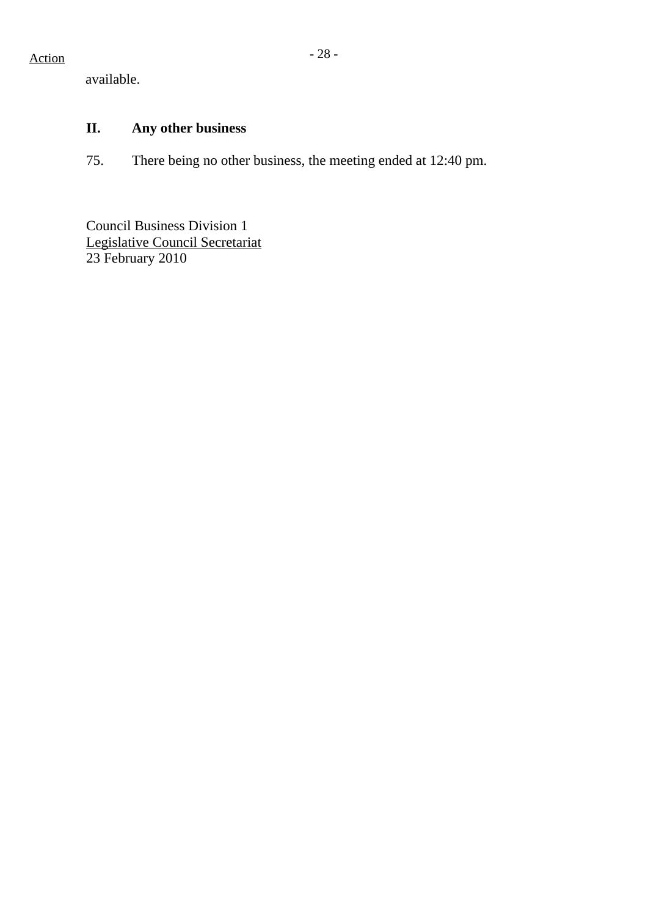Action

available.

## II. Any other business

75. There being no other business, the meeting ended at 12:40 pm.

Council Business Division 1
Legislative Council Secretariat
23 February 2010